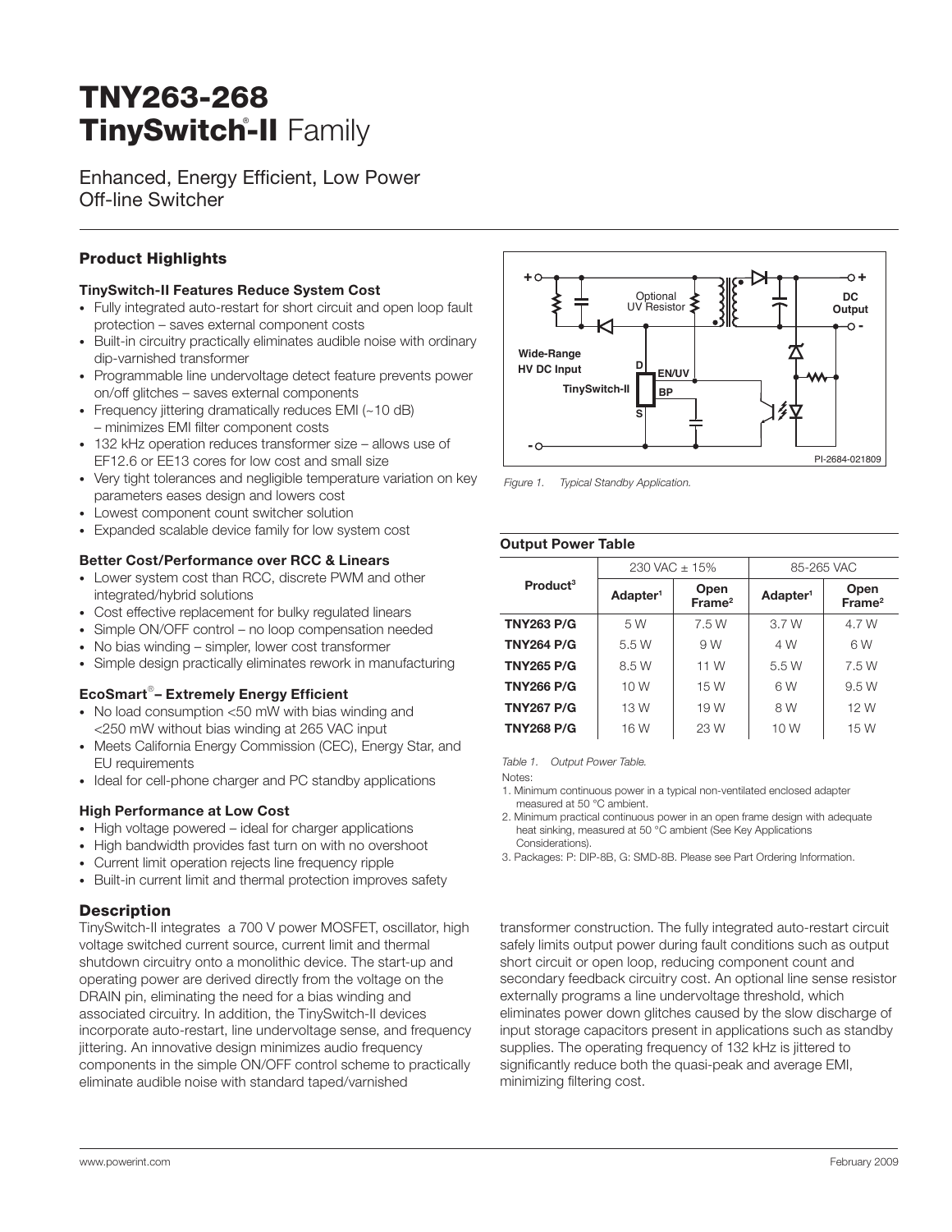# TNY263-268
# TinySwitch®-II Family

Enhanced, Energy Efficient, Low Power Off-line Switcher

## Product Highlights

### TinySwitch-II Features Reduce System Cost

- Fully integrated auto-restart for short circuit and open loop fault protection – saves external component costs
- Built-in circuitry practically eliminates audible noise with ordinary dip-varnished transformer
- Programmable line undervoltage detect feature prevents power on/off glitches – saves external components
- Frequency jittering dramatically reduces EMI (~10 dB) – minimizes EMI filter component costs
- 132 kHz operation reduces transformer size – allows use of EF12.6 or EE13 cores for low cost and small size
- Very tight tolerances and negligible temperature variation on key parameters eases design and lowers cost
- Lowest component count switcher solution
- Expanded scalable device family for low system cost

### Better Cost/Performance over RCC & Linears

- Lower system cost than RCC, discrete PWM and other integrated/hybrid solutions
- Cost effective replacement for bulky regulated linears
- Simple ON/OFF control – no loop compensation needed
- No bias winding – simpler, lower cost transformer
- Simple design practically eliminates rework in manufacturing

### EcoSmart® – Extremely Energy Efficient

- No load consumption <50 mW with bias winding and <250 mW without bias winding at 265 VAC input
- Meets California Energy Commission (CEC), Energy Star, and EU requirements
- Ideal for cell-phone charger and PC standby applications

### High Performance at Low Cost

- High voltage powered – ideal for charger applications
- High bandwidth provides fast turn on with no overshoot
- Current limit operation rejects line frequency ripple
- Built-in current limit and thermal protection improves safety

*Figure 1. Typical Standby Application.*

### Output Power Table

| Product[3] | 230 VAC ± 15% | | 85-265 VAC | |
|---|---|---|---|---|
| | Adapter[1] | Open Frame[2] | Adapter[1] | Open Frame[2] |
| **TNY263 P/G** | 5 W | 7.5 W | 3.7 W | 4.7 W |
| **TNY264 P/G** | 5.5 W | 9 W | 4 W | 6 W |
| **TNY265 P/G** | 8.5 W | 11 W | 5.5 W | 7.5 W |
| **TNY266 P/G** | 10 W | 15 W | 6 W | 9.5 W |
| **TNY267 P/G** | 13 W | 19 W | 8 W | 12 W |
| **TNY268 P/G** | 16 W | 23 W | 10 W | 15 W |

*Table 1. Output Power Table.*

Notes:
1. Minimum continuous power in a typical non-ventilated enclosed adapter measured at 50 °C ambient.
2. Minimum practical continuous power in an open frame design with adequate heat sinking, measured at 50 °C ambient (See Key Applications Considerations).
3. Packages: P: DIP-8B, G: SMD-8B. Please see Part Ordering Information.

## Description

TinySwitch-II integrates a 700 V power MOSFET, oscillator, high voltage switched current source, current limit and thermal shutdown circuitry onto a monolithic device. The start-up and operating power are derived directly from the voltage on the DRAIN pin, eliminating the need for a bias winding and associated circuitry. In addition, the TinySwitch-II devices incorporate auto-restart, line undervoltage sense, and frequency jittering. An innovative design minimizes audio frequency components in the simple ON/OFF control scheme to practically eliminate audible noise with standard taped/varnished transformer construction. The fully integrated auto-restart circuit safely limits output power during fault conditions such as output short circuit or open loop, reducing component count and secondary feedback circuitry cost. An optional line sense resistor externally programs a line undervoltage threshold, which eliminates power down glitches caused by the slow discharge of input storage capacitors present in applications such as standby supplies. The operating frequency of 132 kHz is jittered to significantly reduce both the quasi-peak and average EMI, minimizing filtering cost.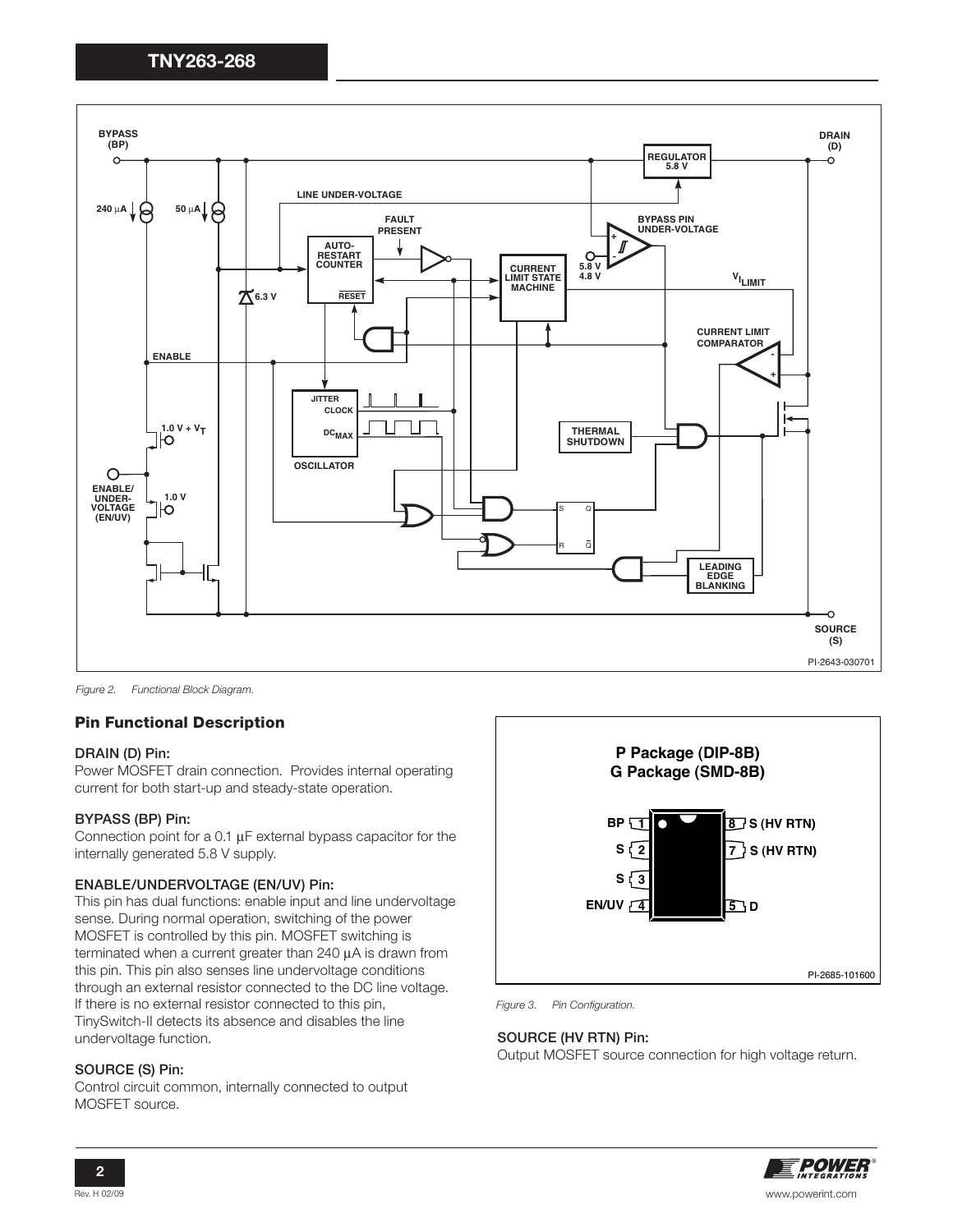Figure 2. Functional Block Diagram.

## Pin Functional Description

**DRAIN (D) Pin:**
Power MOSFET drain connection. Provides internal operating current for both start-up and steady-state operation.

**BYPASS (BP) Pin:**
Connection point for a 0.1 μF external bypass capacitor for the internally generated 5.8 V supply.

**ENABLE/UNDERVOLTAGE (EN/UV) Pin:**
This pin has dual functions: enable input and line undervoltage sense. During normal operation, switching of the power MOSFET is controlled by this pin. MOSFET switching is terminated when a current greater than 240 μA is drawn from this pin. This pin also senses line undervoltage conditions through an external resistor connected to the DC line voltage. If there is no external resistor connected to this pin, TinySwitch-II detects its absence and disables the line undervoltage function.

**SOURCE (S) Pin:**
Control circuit common, internally connected to output MOSFET source.

Figure 3. Pin Configuration.

**SOURCE (HV RTN) Pin:**
Output MOSFET source connection for high voltage return.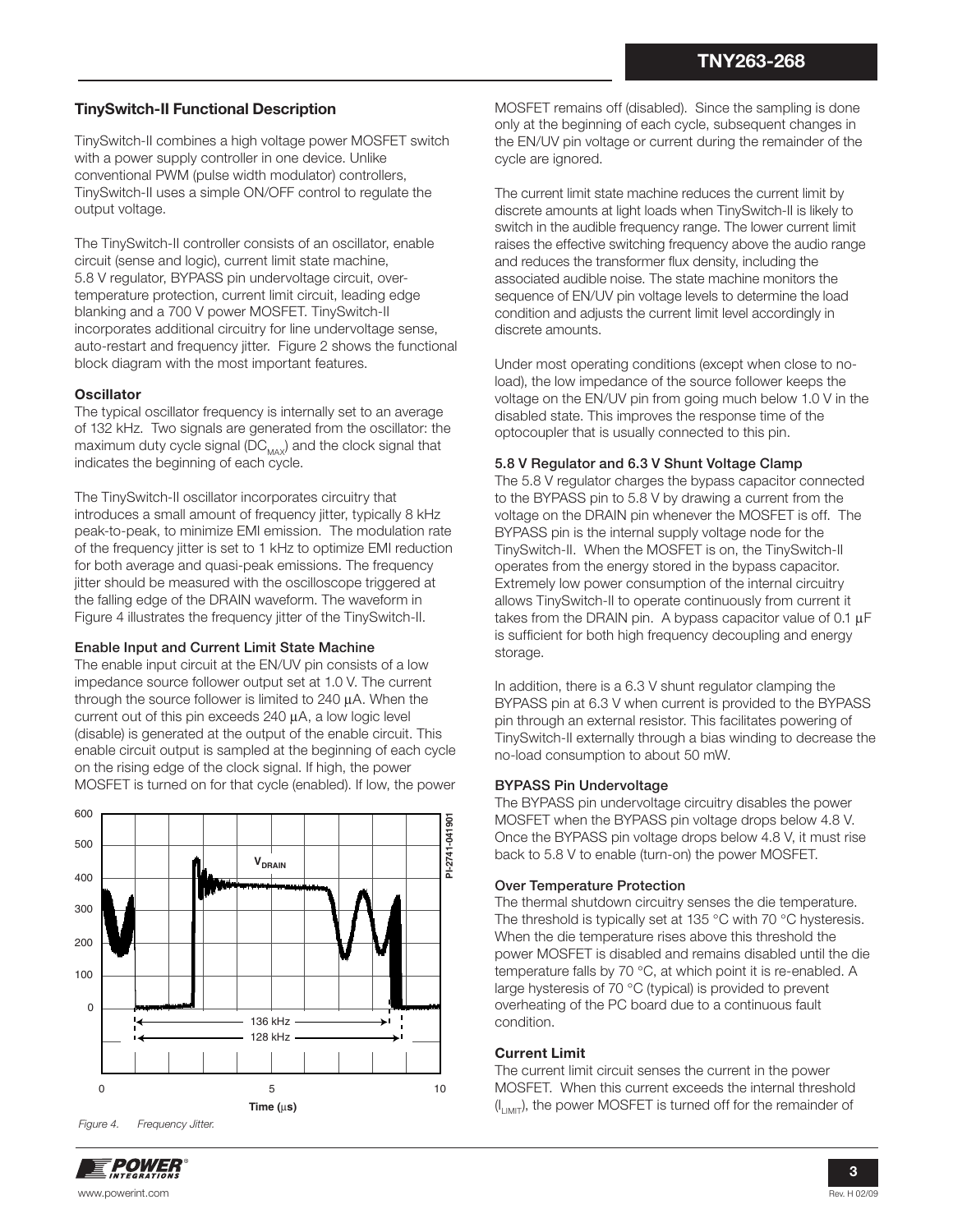## TinySwitch-II Functional Description

TinySwitch-II combines a high voltage power MOSFET switch with a power supply controller in one device. Unlike conventional PWM (pulse width modulator) controllers, TinySwitch-II uses a simple ON/OFF control to regulate the output voltage.

The TinySwitch-II controller consists of an oscillator, enable circuit (sense and logic), current limit state machine, 5.8 V regulator, BYPASS pin undervoltage circuit, over-temperature protection, current limit circuit, leading edge blanking and a 700 V power MOSFET. TinySwitch-II incorporates additional circuitry for line undervoltage sense, auto-restart and frequency jitter. Figure 2 shows the functional block diagram with the most important features.

### Oscillator

The typical oscillator frequency is internally set to an average of 132 kHz. Two signals are generated from the oscillator: the maximum duty cycle signal ($DC_{MAX}$) and the clock signal that indicates the beginning of each cycle.

The TinySwitch-II oscillator incorporates circuitry that introduces a small amount of frequency jitter, typically 8 kHz peak-to-peak, to minimize EMI emission. The modulation rate of the frequency jitter is set to 1 kHz to optimize EMI reduction for both average and quasi-peak emissions. The frequency jitter should be measured with the oscilloscope triggered at the falling edge of the DRAIN waveform. The waveform in Figure 4 illustrates the frequency jitter of the TinySwitch-II.

### Enable Input and Current Limit State Machine

The enable input circuit at the EN/UV pin consists of a low impedance source follower output set at 1.0 V. The current through the source follower is limited to 240 µA. When the current out of this pin exceeds 240 µA, a low logic level (disable) is generated at the output of the enable circuit. This enable circuit output is sampled at the beginning of each cycle on the rising edge of the clock signal. If high, the power MOSFET is turned on for that cycle (enabled). If low, the power MOSFET remains off (disabled). Since the sampling is done only at the beginning of each cycle, subsequent changes in the EN/UV pin voltage or current during the remainder of the cycle are ignored.

Figure 4. Frequency Jitter.

The current limit state machine reduces the current limit by discrete amounts at light loads when TinySwitch-II is likely to switch in the audible frequency range. The lower current limit raises the effective switching frequency above the audio range and reduces the transformer flux density, including the associated audible noise. The state machine monitors the sequence of EN/UV pin voltage levels to determine the load condition and adjusts the current limit level accordingly in discrete amounts.

Under most operating conditions (except when close to no-load), the low impedance of the source follower keeps the voltage on the EN/UV pin from going much below 1.0 V in the disabled state. This improves the response time of the optocoupler that is usually connected to this pin.

### 5.8 V Regulator and 6.3 V Shunt Voltage Clamp

The 5.8 V regulator charges the bypass capacitor connected to the BYPASS pin to 5.8 V by drawing a current from the voltage on the DRAIN pin whenever the MOSFET is off. The BYPASS pin is the internal supply voltage node for the TinySwitch-II. When the MOSFET is on, the TinySwitch-II operates from the energy stored in the bypass capacitor. Extremely low power consumption of the internal circuitry allows TinySwitch-II to operate continuously from current it takes from the DRAIN pin. A bypass capacitor value of 0.1 µF is sufficient for both high frequency decoupling and energy storage.

In addition, there is a 6.3 V shunt regulator clamping the BYPASS pin at 6.3 V when current is provided to the BYPASS pin through an external resistor. This facilitates powering of TinySwitch-II externally through a bias winding to decrease the no-load consumption to about 50 mW.

### BYPASS Pin Undervoltage

The BYPASS pin undervoltage circuitry disables the power MOSFET when the BYPASS pin voltage drops below 4.8 V. Once the BYPASS pin voltage drops below 4.8 V, it must rise back to 5.8 V to enable (turn-on) the power MOSFET.

### Over Temperature Protection

The thermal shutdown circuitry senses the die temperature. The threshold is typically set at 135 °C with 70 °C hysteresis. When the die temperature rises above this threshold the power MOSFET is disabled and remains disabled until the die temperature falls by 70 °C, at which point it is re-enabled. A large hysteresis of 70 °C (typical) is provided to prevent overheating of the PC board due to a continuous fault condition.

### Current Limit

The current limit circuit senses the current in the power MOSFET. When this current exceeds the internal threshold ($I_{LIMIT}$), the power MOSFET is turned off for the remainder of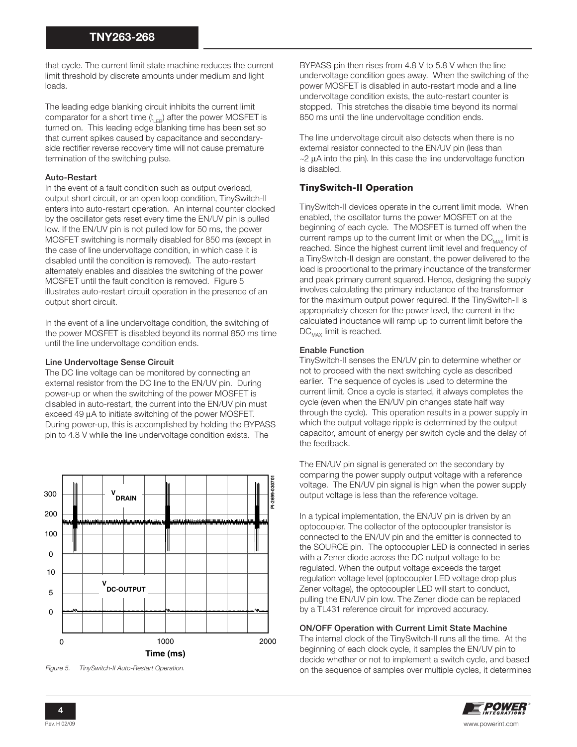that cycle. The current limit state machine reduces the current limit threshold by discrete amounts under medium and light loads.

The leading edge blanking circuit inhibits the current limit comparator for a short time ($t_{LEB}$) after the power MOSFET is turned on. This leading edge blanking time has been set so that current spikes caused by capacitance and secondary-side rectifier reverse recovery time will not cause premature termination of the switching pulse.

**Auto-Restart**

In the event of a fault condition such as output overload, output short circuit, or an open loop condition, TinySwitch-II enters into auto-restart operation. An internal counter clocked by the oscillator gets reset every time the EN/UV pin is pulled low. If the EN/UV pin is not pulled low for 50 ms, the power MOSFET switching is normally disabled for 850 ms (except in the case of line undervoltage condition, in which case it is disabled until the condition is removed). The auto-restart alternately enables and disables the switching of the power MOSFET until the fault condition is removed. Figure 5 illustrates auto-restart circuit operation in the presence of an output short circuit.

In the event of a line undervoltage condition, the switching of the power MOSFET is disabled beyond its normal 850 ms time until the line undervoltage condition ends.

**Line Undervoltage Sense Circuit**

The DC line voltage can be monitored by connecting an external resistor from the DC line to the EN/UV pin. During power-up or when the switching of the power MOSFET is disabled in auto-restart, the current into the EN/UV pin must exceed 49 μA to initiate switching of the power MOSFET. During power-up, this is accomplished by holding the BYPASS pin to 4.8 V while the line undervoltage condition exists. The BYPASS pin then rises from 4.8 V to 5.8 V when the line undervoltage condition goes away. When the switching of the power MOSFET is disabled in auto-restart mode and a line undervoltage condition exists, the auto-restart counter is stopped. This stretches the disable time beyond its normal 850 ms until the line undervoltage condition ends.

The line undervoltage circuit also detects when there is no external resistor connected to the EN/UV pin (less than ~2 μA into the pin). In this case the line undervoltage function is disabled.

*Figure 5. TinySwitch-II Auto-Restart Operation.*

## TinySwitch-II Operation

TinySwitch-II devices operate in the current limit mode. When enabled, the oscillator turns the power MOSFET on at the beginning of each cycle. The MOSFET is turned off when the current ramps up to the current limit or when the $DC_{MAX}$ limit is reached. Since the highest current limit level and frequency of a TinySwitch-II design are constant, the power delivered to the load is proportional to the primary inductance of the transformer and peak primary current squared. Hence, designing the supply involves calculating the primary inductance of the transformer for the maximum output power required. If the TinySwitch-II is appropriately chosen for the power level, the current in the calculated inductance will ramp up to current limit before the $DC_{MAX}$ limit is reached.

**Enable Function**

TinySwitch-II senses the EN/UV pin to determine whether or not to proceed with the next switching cycle as described earlier. The sequence of cycles is used to determine the current limit. Once a cycle is started, it always completes the cycle (even when the EN/UV pin changes state half way through the cycle). This operation results in a power supply in which the output voltage ripple is determined by the output capacitor, amount of energy per switch cycle and the delay of the feedback.

The EN/UV pin signal is generated on the secondary by comparing the power supply output voltage with a reference voltage. The EN/UV pin signal is high when the power supply output voltage is less than the reference voltage.

In a typical implementation, the EN/UV pin is driven by an optocoupler. The collector of the optocoupler transistor is connected to the EN/UV pin and the emitter is connected to the SOURCE pin. The optocoupler LED is connected in series with a Zener diode across the DC output voltage to be regulated. When the output voltage exceeds the target regulation voltage level (optocoupler LED voltage drop plus Zener voltage), the optocoupler LED will start to conduct, pulling the EN/UV pin low. The Zener diode can be replaced by a TL431 reference circuit for improved accuracy.

**ON/OFF Operation with Current Limit State Machine**

The internal clock of the TinySwitch-II runs all the time. At the beginning of each clock cycle, it samples the EN/UV pin to decide whether or not to implement a switch cycle, and based on the sequence of samples over multiple cycles, it determines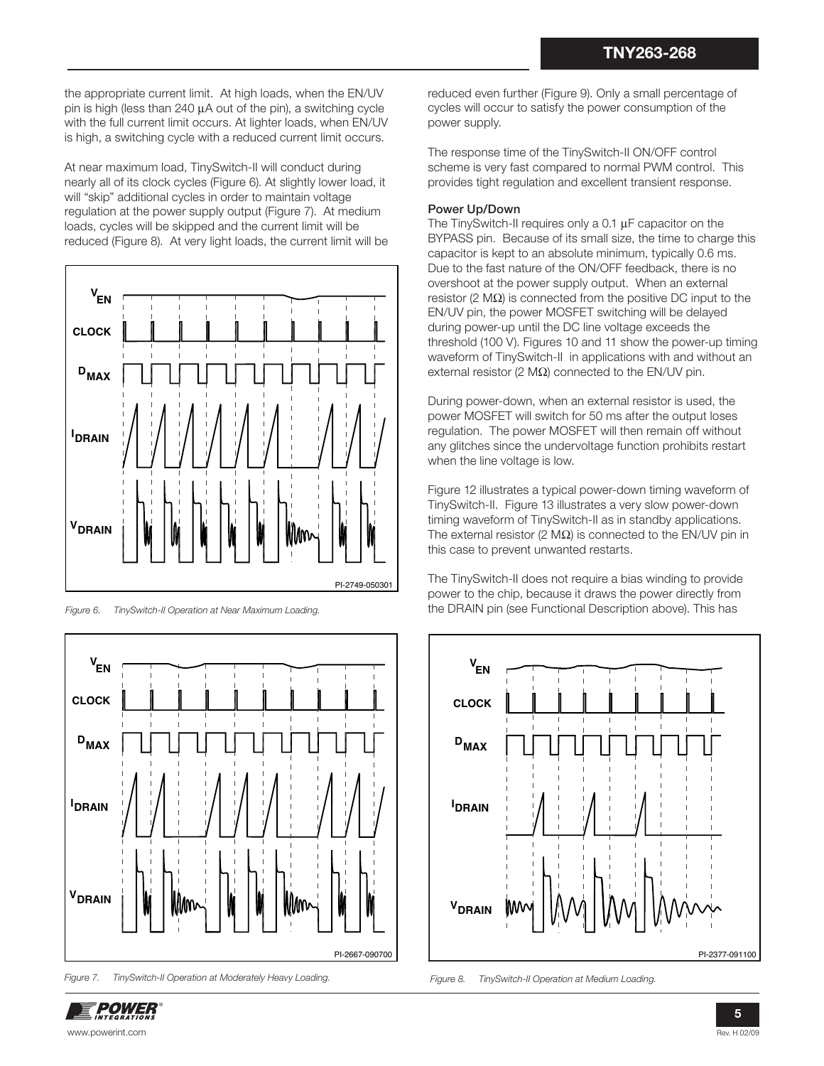the appropriate current limit. At high loads, when the EN/UV pin is high (less than 240 µA out of the pin), a switching cycle with the full current limit occurs. At lighter loads, when EN/UV is high, a switching cycle with a reduced current limit occurs.

At near maximum load, TinySwitch-II will conduct during nearly all of its clock cycles (Figure 6). At slightly lower load, it will "skip" additional cycles in order to maintain voltage regulation at the power supply output (Figure 7). At medium loads, cycles will be skipped and the current limit will be reduced (Figure 8). At very light loads, the current limit will be reduced even further (Figure 9). Only a small percentage of cycles will occur to satisfy the power consumption of the power supply.

*Figure 6. TinySwitch-II Operation at Near Maximum Loading.*

*Figure 7. TinySwitch-II Operation at Moderately Heavy Loading.*

The response time of the TinySwitch-II ON/OFF control scheme is very fast compared to normal PWM control. This provides tight regulation and excellent transient response.

**Power Up/Down**

The TinySwitch-II requires only a 0.1 µF capacitor on the BYPASS pin. Because of its small size, the time to charge this capacitor is kept to an absolute minimum, typically 0.6 ms. Due to the fast nature of the ON/OFF feedback, there is no overshoot at the power supply output. When an external resistor (2 MΩ) is connected from the positive DC input to the EN/UV pin, the power MOSFET switching will be delayed during power-up until the DC line voltage exceeds the threshold (100 V). Figures 10 and 11 show the power-up timing waveform of TinySwitch-II in applications with and without an external resistor (2 MΩ) connected to the EN/UV pin.

During power-down, when an external resistor is used, the power MOSFET will switch for 50 ms after the output loses regulation. The power MOSFET will then remain off without any glitches since the undervoltage function prohibits restart when the line voltage is low.

Figure 12 illustrates a typical power-down timing waveform of TinySwitch-II. Figure 13 illustrates a very slow power-down timing waveform of TinySwitch-II as in standby applications. The external resistor (2 MΩ) is connected to the EN/UV pin in this case to prevent unwanted restarts.

The TinySwitch-II does not require a bias winding to provide power to the chip, because it draws the power directly from the DRAIN pin (see Functional Description above). This has

*Figure 8. TinySwitch-II Operation at Medium Loading.*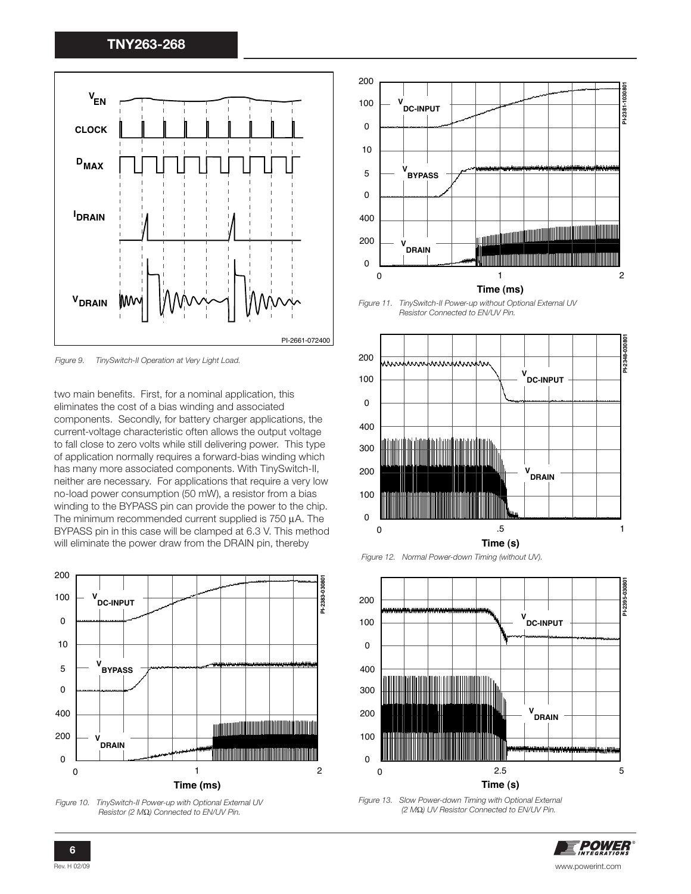Figure 9. TinySwitch-II Operation at Very Light Load.

two main benefits. First, for a nominal application, this eliminates the cost of a bias winding and associated components. Secondly, for battery charger applications, the current-voltage characteristic often allows the output voltage to fall close to zero volts while still delivering power. This type of application normally requires a forward-bias winding which has many more associated components. With TinySwitch-II, neither are necessary. For applications that require a very low no-load power consumption (50 mW), a resistor from a bias winding to the BYPASS pin can provide the power to the chip. The minimum recommended current supplied is 750 µA. The BYPASS pin in this case will be clamped at 6.3 V. This method will eliminate the power draw from the DRAIN pin, thereby

Figure 10. TinySwitch-II Power-up with Optional External UV Resistor (2 MΩ) Connected to EN/UV Pin.

Figure 11. TinySwitch-II Power-up without Optional External UV Resistor Connected to EN/UV Pin.

Figure 12. Normal Power-down Timing (without UV).

Figure 13. Slow Power-down Timing with Optional External (2 MΩ) UV Resistor Connected to EN/UV Pin.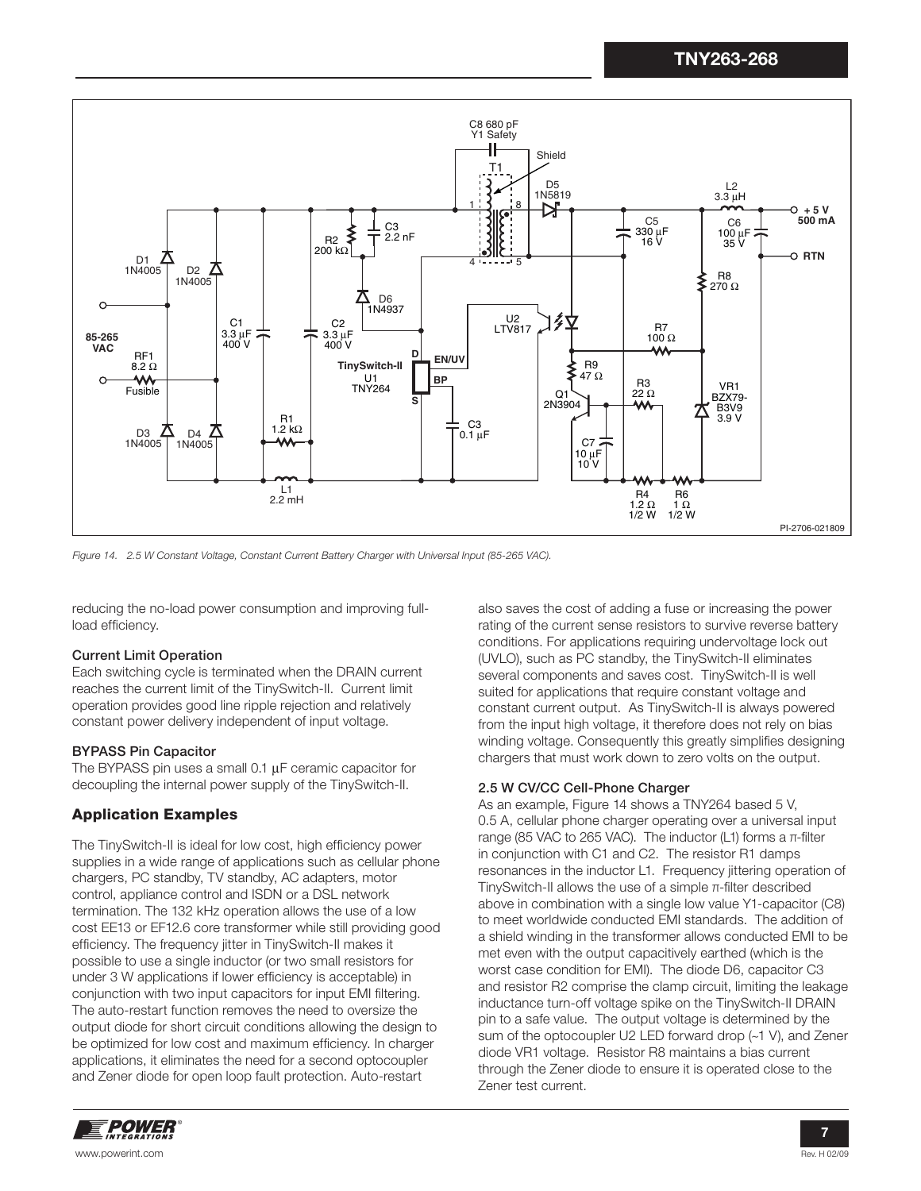Figure 14. 2.5 W Constant Voltage, Constant Current Battery Charger with Universal Input (85-265 VAC).

reducing the no-load power consumption and improving full-load efficiency.

### Current Limit Operation

Each switching cycle is terminated when the DRAIN current reaches the current limit of the TinySwitch-II. Current limit operation provides good line ripple rejection and relatively constant power delivery independent of input voltage.

### BYPASS Pin Capacitor

The BYPASS pin uses a small 0.1 µF ceramic capacitor for decoupling the internal power supply of the TinySwitch-II.

## Application Examples

The TinySwitch-II is ideal for low cost, high efficiency power supplies in a wide range of applications such as cellular phone chargers, PC standby, TV standby, AC adapters, motor control, appliance control and ISDN or a DSL network termination. The 132 kHz operation allows the use of a low cost EE13 or EF12.6 core transformer while still providing good efficiency. The frequency jitter in TinySwitch-II makes it possible to use a single inductor (or two small resistors for under 3 W applications if lower efficiency is acceptable) in conjunction with two input capacitors for input EMI filtering. The auto-restart function removes the need to oversize the output diode for short circuit conditions allowing the design to be optimized for low cost and maximum efficiency. In charger applications, it eliminates the need for a second optocoupler and Zener diode for open loop fault protection. Auto-restart also saves the cost of adding a fuse or increasing the power rating of the current sense resistors to survive reverse battery conditions. For applications requiring undervoltage lock out (UVLO), such as PC standby, the TinySwitch-II eliminates several components and saves cost. TinySwitch-II is well suited for applications that require constant voltage and constant current output. As TinySwitch-II is always powered from the input high voltage, it therefore does not rely on bias winding voltage. Consequently this greatly simplifies designing chargers that must work down to zero volts on the output.

### 2.5 W CV/CC Cell-Phone Charger

As an example, Figure 14 shows a TNY264 based 5 V, 0.5 A, cellular phone charger operating over a universal input range (85 VAC to 265 VAC). The inductor (L1) forms a π-filter in conjunction with C1 and C2. The resistor R1 damps resonances in the inductor L1. Frequency jittering operation of TinySwitch-II allows the use of a simple π-filter described above in combination with a single low value Y1-capacitor (C8) to meet worldwide conducted EMI standards. The addition of a shield winding in the transformer allows conducted EMI to be met even with the output capacitively earthed (which is the worst case condition for EMI). The diode D6, capacitor C3 and resistor R2 comprise the clamp circuit, limiting the leakage inductance turn-off voltage spike on the TinySwitch-II DRAIN pin to a safe value. The output voltage is determined by the sum of the optocoupler U2 LED forward drop (~1 V), and Zener diode VR1 voltage. Resistor R8 maintains a bias current through the Zener diode to ensure it is operated close to the Zener test current.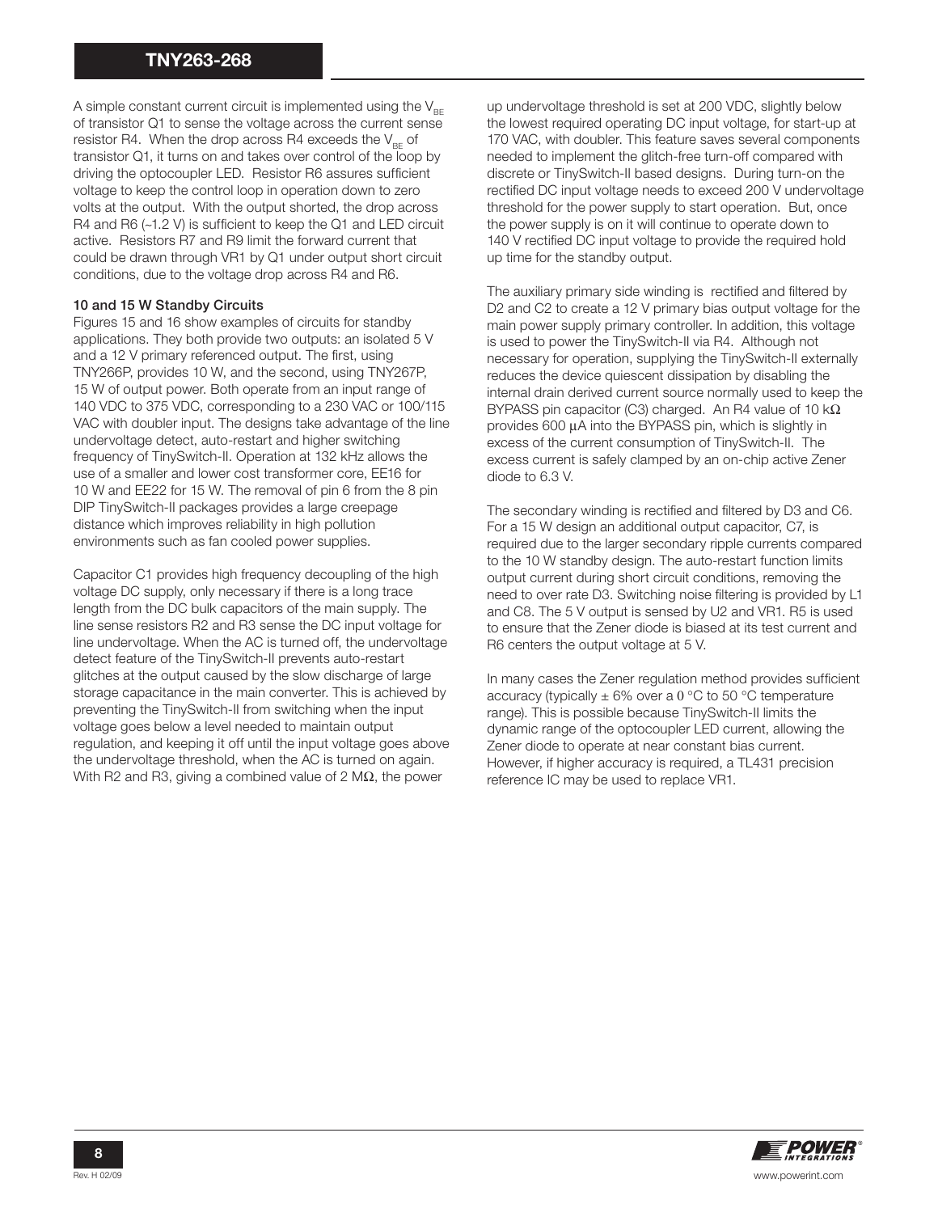A simple constant current circuit is implemented using the $V_{BE}$ of transistor Q1 to sense the voltage across the current sense resistor R4. When the drop across R4 exceeds the $V_{BE}$ of transistor Q1, it turns on and takes over control of the loop by driving the optocoupler LED. Resistor R6 assures sufficient voltage to keep the control loop in operation down to zero volts at the output. With the output shorted, the drop across R4 and R6 (~1.2 V) is sufficient to keep the Q1 and LED circuit active. Resistors R7 and R9 limit the forward current that could be drawn through VR1 by Q1 under output short circuit conditions, due to the voltage drop across R4 and R6.

### 10 and 15 W Standby Circuits

Figures 15 and 16 show examples of circuits for standby applications. They both provide two outputs: an isolated 5 V and a 12 V primary referenced output. The first, using TNY266P, provides 10 W, and the second, using TNY267P, 15 W of output power. Both operate from an input range of 140 VDC to 375 VDC, corresponding to a 230 VAC or 100/115 VAC with doubler input. The designs take advantage of the line undervoltage detect, auto-restart and higher switching frequency of TinySwitch-II. Operation at 132 kHz allows the use of a smaller and lower cost transformer core, EE16 for 10 W and EE22 for 15 W. The removal of pin 6 from the 8 pin DIP TinySwitch-II packages provides a large creepage distance which improves reliability in high pollution environments such as fan cooled power supplies.

Capacitor C1 provides high frequency decoupling of the high voltage DC supply, only necessary if there is a long trace length from the DC bulk capacitors of the main supply. The line sense resistors R2 and R3 sense the DC input voltage for line undervoltage. When the AC is turned off, the undervoltage detect feature of the TinySwitch-II prevents auto-restart glitches at the output caused by the slow discharge of large storage capacitance in the main converter. This is achieved by preventing the TinySwitch-II from switching when the input voltage goes below a level needed to maintain output regulation, and keeping it off until the input voltage goes above the undervoltage threshold, when the AC is turned on again. With R2 and R3, giving a combined value of 2 MΩ, the power up undervoltage threshold is set at 200 VDC, slightly below the lowest required operating DC input voltage, for start-up at 170 VAC, with doubler. This feature saves several components needed to implement the glitch-free turn-off compared with discrete or TinySwitch-II based designs. During turn-on the rectified DC input voltage needs to exceed 200 V undervoltage threshold for the power supply to start operation. But, once the power supply is on it will continue to operate down to 140 V rectified DC input voltage to provide the required hold up time for the standby output.

The auxiliary primary side winding is rectified and filtered by D2 and C2 to create a 12 V primary bias output voltage for the main power supply primary controller. In addition, this voltage is used to power the TinySwitch-II via R4. Although not necessary for operation, supplying the TinySwitch-II externally reduces the device quiescent dissipation by disabling the internal drain derived current source normally used to keep the BYPASS pin capacitor (C3) charged. An R4 value of 10 kΩ provides 600 μA into the BYPASS pin, which is slightly in excess of the current consumption of TinySwitch-II. The excess current is safely clamped by an on-chip active Zener diode to 6.3 V.

The secondary winding is rectified and filtered by D3 and C6. For a 15 W design an additional output capacitor, C7, is required due to the larger secondary ripple currents compared to the 10 W standby design. The auto-restart function limits output current during short circuit conditions, removing the need to over rate D3. Switching noise filtering is provided by L1 and C8. The 5 V output is sensed by U2 and VR1. R5 is used to ensure that the Zener diode is biased at its test current and R6 centers the output voltage at 5 V.

In many cases the Zener regulation method provides sufficient accuracy (typically ± 6% over a 0 °C to 50 °C temperature range). This is possible because TinySwitch-II limits the dynamic range of the optocoupler LED current, allowing the Zener diode to operate at near constant bias current. However, if higher accuracy is required, a TL431 precision reference IC may be used to replace VR1.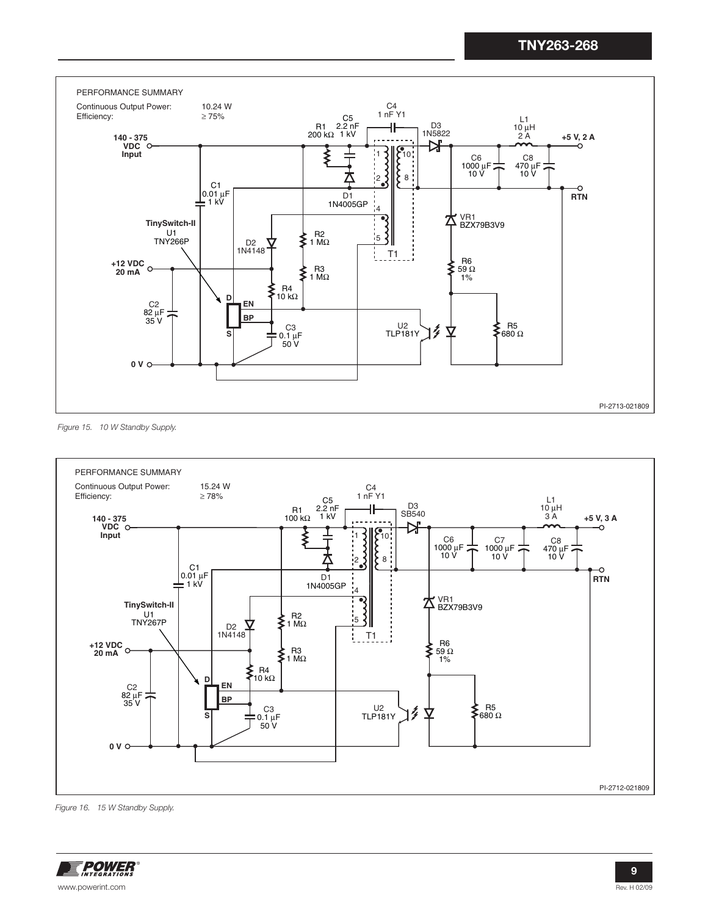PERFORMANCE SUMMARY

Continuous Output Power: 10.24 W
Efficiency: ≥ 75%

140 - 375 VDC Input

C1 0.01 µF 1 kV

R1 200 kΩ

C5 2.2 nF 1 kV

C4 1 nF Y1

D1 1N4005GP

D3 1N5822

L1 10 µH 2 A

+5 V, 2 A

C6 1000 µF 10 V

C8 470 µF 10 V

RTN

TinySwitch-II U1 TNY266P

D2 1N4148

R2 1 MΩ

R3 1 MΩ

R4 10 kΩ

+12 VDC 20 mA

C2 82 µF 35 V

C3 0.1 µF 50 V

T1

VR1 BZX79B3V9

R6 59 Ω 1%

U2 TLP181Y

R5 680 Ω

0 V

PI-2713-021809

*Figure 15. 10 W Standby Supply.*

PERFORMANCE SUMMARY

Continuous Output Power: 15.24 W
Efficiency: ≥ 78%

140 - 375 VDC Input

C1 0.01 µF 1 kV

R1 100 kΩ

C5 2.2 nF 1 kV

C4 1 nF Y1

D1 1N4005GP

D3 SB540

L1 10 µH 3 A

+5 V, 3 A

C6 1000 µF 10 V

C7 1000 µF 10 V

C8 470 µF 10 V

RTN

TinySwitch-II U1 TNY267P

D2 1N4148

R2 1 MΩ

R3 1 MΩ

R4 10 kΩ

+12 VDC 20 mA

C2 82 µF 35 V

C3 0.1 µF 50 V

T1

VR1 BZX79B3V9

R6 59 Ω 1%

U2 TLP181Y

R5 680 Ω

0 V

PI-2712-021809

*Figure 16. 15 W Standby Supply.*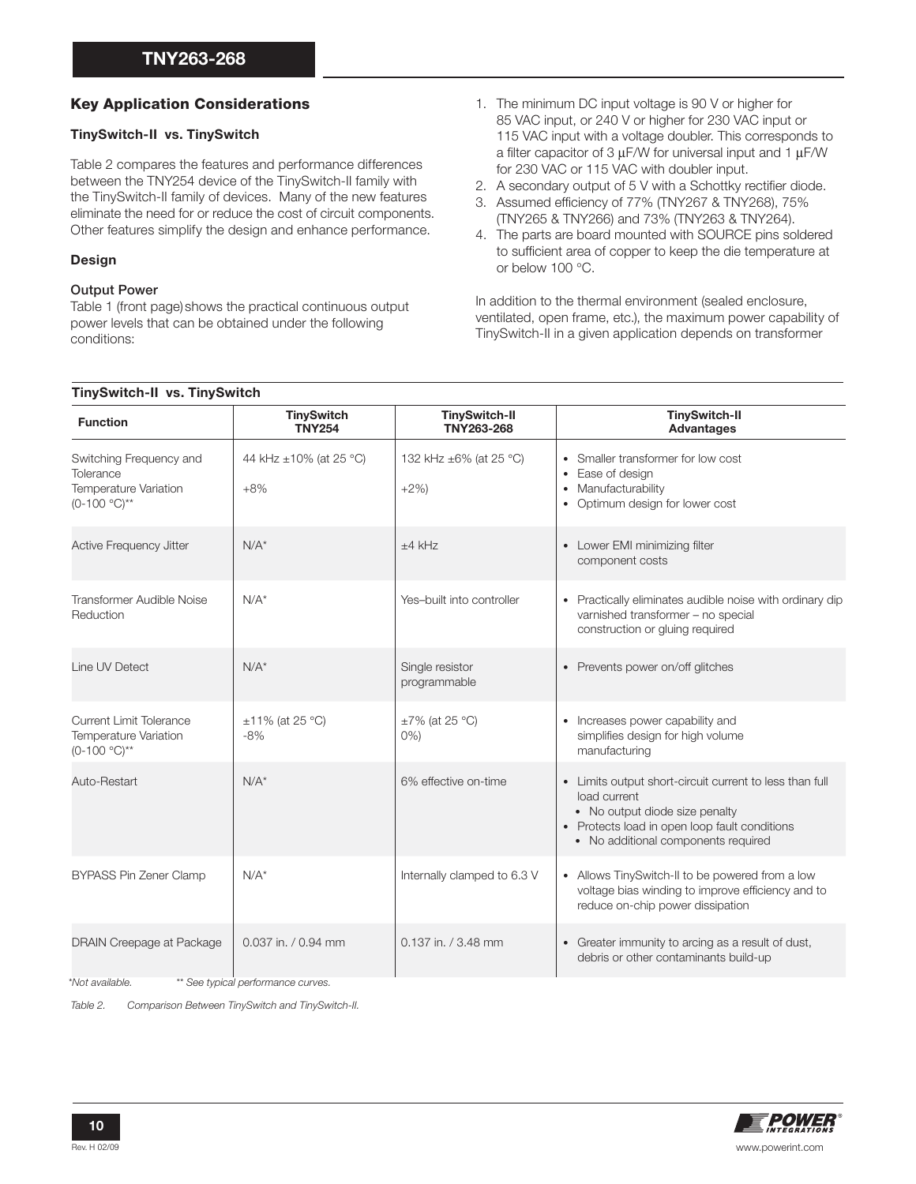## Key Application Considerations

### TinySwitch-II vs. TinySwitch

Table 2 compares the features and performance differences between the TNY254 device of the TinySwitch-II family with the TinySwitch-II family of devices. Many of the new features eliminate the need for or reduce the cost of circuit components. Other features simplify the design and enhance performance.

### Design

#### Output Power

Table 1 (front page) shows the practical continuous output power levels that can be obtained under the following conditions:

1. The minimum DC input voltage is 90 V or higher for 85 VAC input, or 240 V or higher for 230 VAC input or 115 VAC input with a voltage doubler. This corresponds to a filter capacitor of 3 μF/W for universal input and 1 μF/W for 230 VAC or 115 VAC with doubler input.
2. A secondary output of 5 V with a Schottky rectifier diode.
3. Assumed efficiency of 77% (TNY267 & TNY268), 75% (TNY265 & TNY266) and 73% (TNY263 & TNY264).
4. The parts are board mounted with SOURCE pins soldered to sufficient area of copper to keep the die temperature at or below 100 °C.

In addition to the thermal environment (sealed enclosure, ventilated, open frame, etc.), the maximum power capability of TinySwitch-II in a given application depends on transformer

**TinySwitch-II vs. TinySwitch**

| Function | TinySwitch TNY254 | TinySwitch-II TNY263-268 | TinySwitch-II Advantages |
|---|---|---|---|
| Switching Frequency and Tolerance<br>Temperature Variation (0-100 °C)** | 44 kHz ±10% (at 25 °C)<br>+8% | 132 kHz ±6% (at 25 °C)<br>+2%) | • Smaller transformer for low cost<br>• Ease of design<br>• Manufacturability<br>• Optimum design for lower cost |
| Active Frequency Jitter | N/A* | ±4 kHz | • Lower EMI minimizing filter component costs |
| Transformer Audible Noise Reduction | N/A* | Yes–built into controller | • Practically eliminates audible noise with ordinary dip varnished transformer – no special construction or gluing required |
| Line UV Detect | N/A* | Single resistor programmable | • Prevents power on/off glitches |
| Current Limit Tolerance<br>Temperature Variation (0-100 °C)** | ±11% (at 25 °C)<br>-8% | ±7% (at 25 °C)<br>0%) | • Increases power capability and simplifies design for high volume manufacturing |
| Auto-Restart | N/A* | 6% effective on-time | • Limits output short-circuit current to less than full load current<br>  • No output diode size penalty<br>• Protects load in open loop fault conditions<br>  • No additional components required |
| BYPASS Pin Zener Clamp | N/A* | Internally clamped to 6.3 V | • Allows TinySwitch-II to be powered from a low voltage bias winding to improve efficiency and to reduce on-chip power dissipation |
| DRAIN Creepage at Package | 0.037 in. / 0.94 mm | 0.137 in. / 3.48 mm | • Greater immunity to arcing as a result of dust, debris or other contaminants build-up |

*Not available. ** See typical performance curves.

*Table 2. Comparison Between TinySwitch and TinySwitch-II.*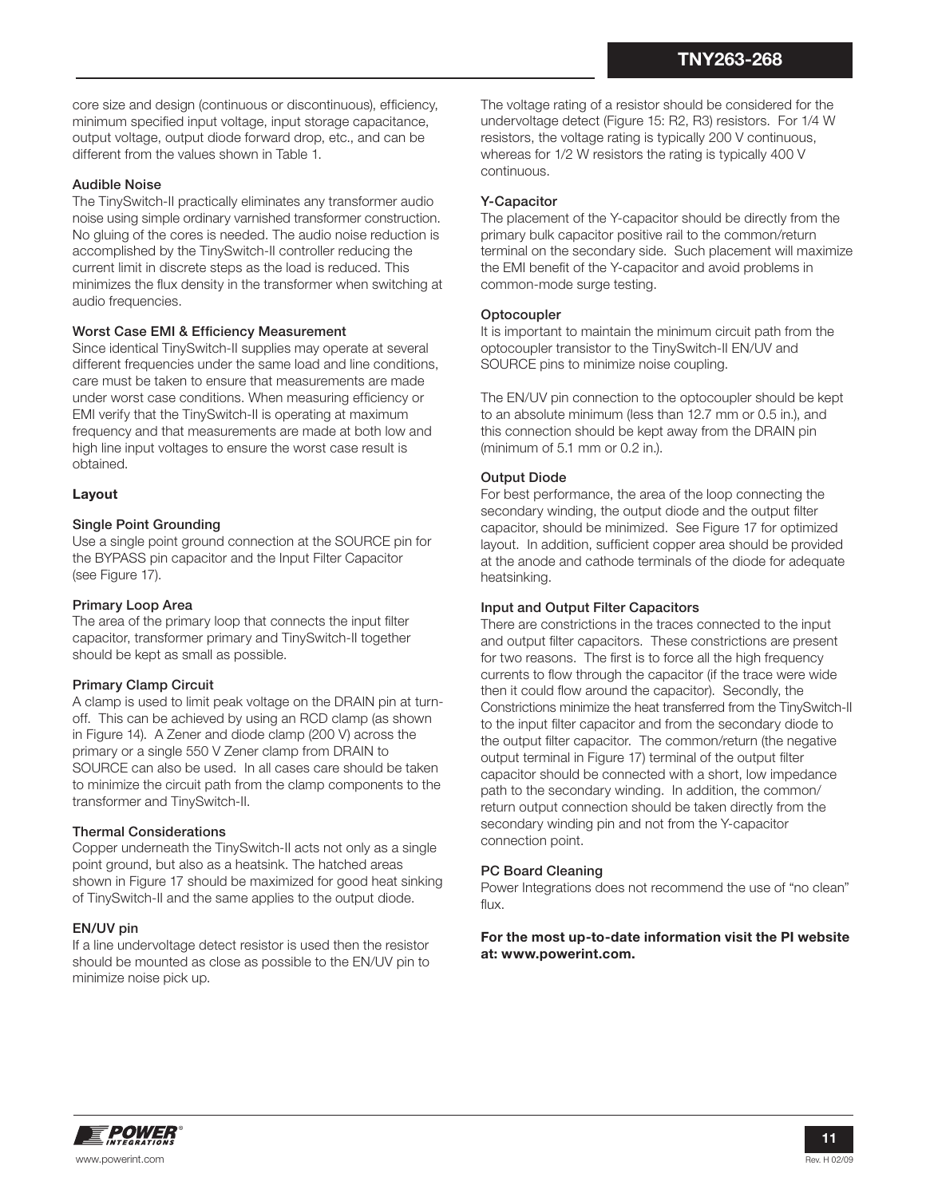core size and design (continuous or discontinuous), efficiency, minimum specified input voltage, input storage capacitance, output voltage, output diode forward drop, etc., and can be different from the values shown in Table 1.

#### Audible Noise

The TinySwitch-II practically eliminates any transformer audio noise using simple ordinary varnished transformer construction. No gluing of the cores is needed. The audio noise reduction is accomplished by the TinySwitch-II controller reducing the current limit in discrete steps as the load is reduced. This minimizes the flux density in the transformer when switching at audio frequencies.

#### Worst Case EMI & Efficiency Measurement

Since identical TinySwitch-II supplies may operate at several different frequencies under the same load and line conditions, care must be taken to ensure that measurements are made under worst case conditions. When measuring efficiency or EMI verify that the TinySwitch-II is operating at maximum frequency and that measurements are made at both low and high line input voltages to ensure the worst case result is obtained.

### Layout

#### Single Point Grounding

Use a single point ground connection at the SOURCE pin for the BYPASS pin capacitor and the Input Filter Capacitor (see Figure 17).

#### Primary Loop Area

The area of the primary loop that connects the input filter capacitor, transformer primary and TinySwitch-II together should be kept as small as possible.

#### Primary Clamp Circuit

A clamp is used to limit peak voltage on the DRAIN pin at turn-off. This can be achieved by using an RCD clamp (as shown in Figure 14). A Zener and diode clamp (200 V) across the primary or a single 550 V Zener clamp from DRAIN to SOURCE can also be used. In all cases care should be taken to minimize the circuit path from the clamp components to the transformer and TinySwitch-II.

#### Thermal Considerations

Copper underneath the TinySwitch-II acts not only as a single point ground, but also as a heatsink. The hatched areas shown in Figure 17 should be maximized for good heat sinking of TinySwitch-II and the same applies to the output diode.

#### EN/UV pin

If a line undervoltage detect resistor is used then the resistor should be mounted as close as possible to the EN/UV pin to minimize noise pick up.

The voltage rating of a resistor should be considered for the undervoltage detect (Figure 15: R2, R3) resistors. For 1/4 W resistors, the voltage rating is typically 200 V continuous, whereas for 1/2 W resistors the rating is typically 400 V continuous.

#### Y-Capacitor

The placement of the Y-capacitor should be directly from the primary bulk capacitor positive rail to the common/return terminal on the secondary side. Such placement will maximize the EMI benefit of the Y-capacitor and avoid problems in common-mode surge testing.

#### Optocoupler

It is important to maintain the minimum circuit path from the optocoupler transistor to the TinySwitch-II EN/UV and SOURCE pins to minimize noise coupling.

The EN/UV pin connection to the optocoupler should be kept to an absolute minimum (less than 12.7 mm or 0.5 in.), and this connection should be kept away from the DRAIN pin (minimum of 5.1 mm or 0.2 in.).

#### Output Diode

For best performance, the area of the loop connecting the secondary winding, the output diode and the output filter capacitor, should be minimized. See Figure 17 for optimized layout. In addition, sufficient copper area should be provided at the anode and cathode terminals of the diode for adequate heatsinking.

#### Input and Output Filter Capacitors

There are constrictions in the traces connected to the input and output filter capacitors. These constrictions are present for two reasons. The first is to force all the high frequency currents to flow through the capacitor (if the trace were wide then it could flow around the capacitor). Secondly, the Constrictions minimize the heat transferred from the TinySwitch-II to the input filter capacitor and from the secondary diode to the output filter capacitor. The common/return (the negative output terminal in Figure 17) terminal of the output filter capacitor should be connected with a short, low impedance path to the secondary winding. In addition, the common/return output connection should be taken directly from the secondary winding pin and not from the Y-capacitor connection point.

#### PC Board Cleaning

Power Integrations does not recommend the use of "no clean" flux.

**For the most up-to-date information visit the PI website at: www.powerint.com.**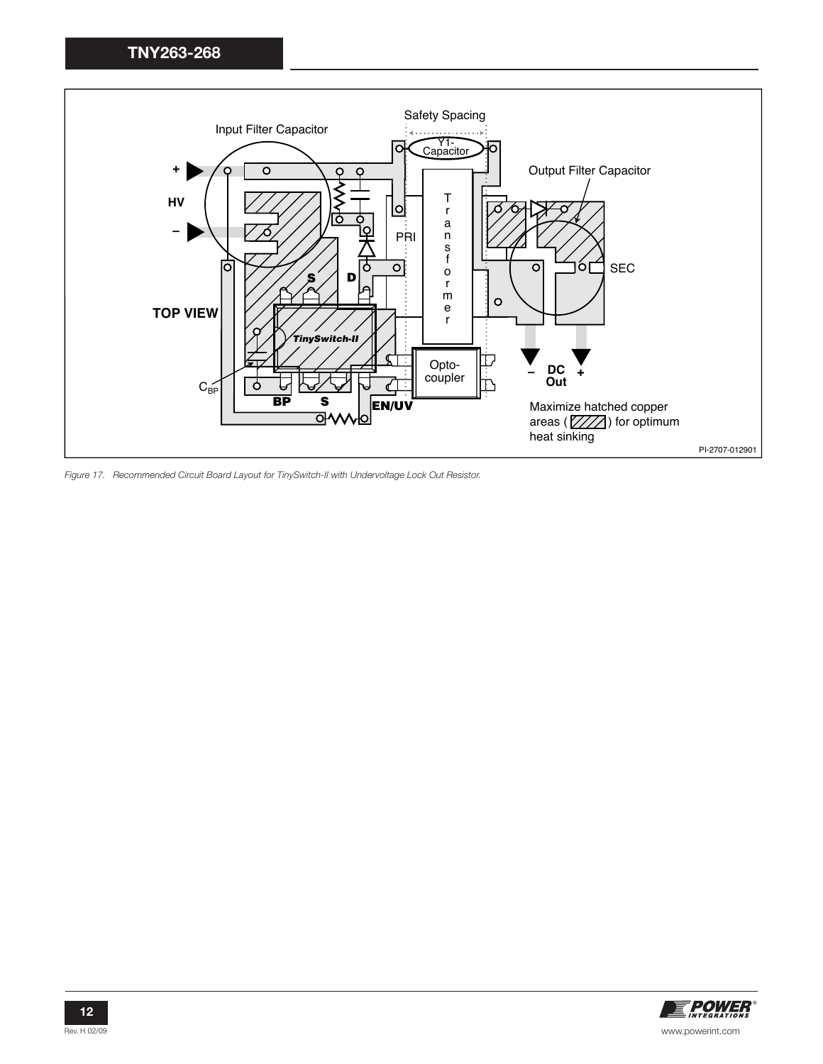Figure 17. Recommended Circuit Board Layout for TinySwitch-II with Undervoltage Lock Out Resistor.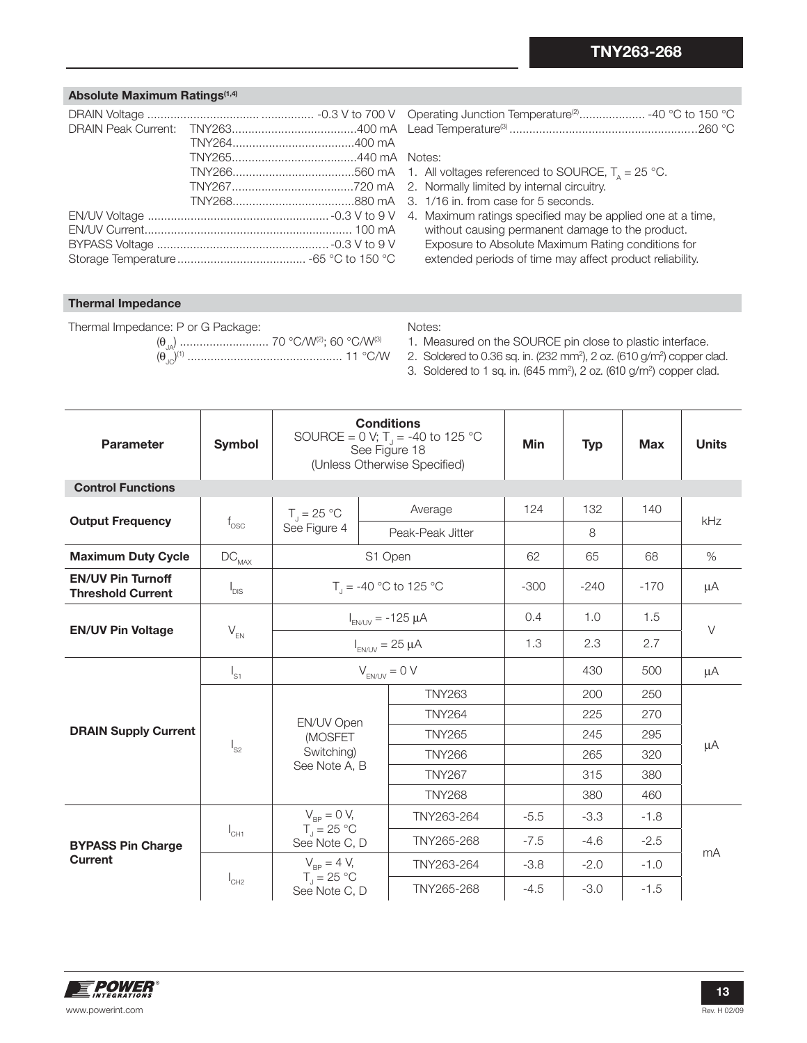## Absolute Maximum Ratings[1,4]

DRAIN Voltage ......................................... -0.3 V to 700 V
DRAIN Peak Current: TNY263......................................400 mA
TNY264......................................400 mA
TNY265......................................440 mA
TNY266......................................560 mA
TNY267......................................720 mA
TNY268......................................880 mA
EN/UV Voltage ........................................................ -0.3 V to 9 V
EN/UV Current.............................................................. 100 mA
BYPASS Voltage ...................................................... -0.3 V to 9 V
Storage Temperature ....................................... -65 °C to 150 °C

Operating Junction Temperature[2].................... -40 °C to 150 °C
Lead Temperature[3] ........................................................260 °C

Notes:

1. All voltages referenced to SOURCE, $T_A$ = 25 °C.
2. Normally limited by internal circuitry.
3. 1/16 in. from case for 5 seconds.
4. Maximum ratings specified may be applied one at a time, without causing permanent damage to the product. Exposure to Absolute Maximum Rating conditions for extended periods of time may affect product reliability.

## Thermal Impedance

Thermal Impedance: P or G Package:
($\theta_{JA}$) ........................... 70 °C/W[2]; 60 °C/W[3]
($\theta_{JC}$)[1] ............................................... 11 °C/W

Notes:

1. Measured on the SOURCE pin close to plastic interface.
2. Soldered to 0.36 sq. in. (232 mm²), 2 oz. (610 g/m²) copper clad.
3. Soldered to 1 sq. in. (645 mm²), 2 oz. (610 g/m²) copper clad.

| Parameter | Symbol | Conditions SOURCE = 0 V; $T_J$ = -40 to 125 °C See Figure 18 (Unless Otherwise Specified) | | Min | Typ | Max | Units |
|---|---|---|---|---|---|---|---|
| **Control Functions** | | | | | | | |
| **Output Frequency** | $f_{OSC}$ | $T_J$ = 25 °C See Figure 4 | Average | 124 | 132 | 140 | kHz |
| | | | Peak-Peak Jitter | | 8 | | |
| **Maximum Duty Cycle** | $DC_{MAX}$ | S1 Open | | 62 | 65 | 68 | % |
| **EN/UV Pin Turnoff Threshold Current** | $I_{DIS}$ | $T_J$ = -40 °C to 125 °C | | -300 | -240 | -170 | μA |
| **EN/UV Pin Voltage** | $V_{EN}$ | $I_{EN/UV}$ = -125 μA | | 0.4 | 1.0 | 1.5 | V |
| | | $I_{EN/UV}$ = 25 μA | | 1.3 | 2.3 | 2.7 | |
| **DRAIN Supply Current** | $I_{S1}$ | $V_{EN/UV}$ = 0 V | | | 430 | 500 | μA |
| | $I_{S2}$ | EN/UV Open (MOSFET Switching) See Note A, B | TNY263 | | 200 | 250 | μA |
| | | | TNY264 | | 225 | 270 | |
| | | | TNY265 | | 245 | 295 | |
| | | | TNY266 | | 265 | 320 | |
| | | | TNY267 | | 315 | 380 | |
| | | | TNY268 | | 380 | 460 | |
| **BYPASS Pin Charge Current** | $I_{CH1}$ | $V_{BP}$ = 0 V, $T_J$ = 25 °C See Note C, D | TNY263-264 | -5.5 | -3.3 | -1.8 | mA |
| | | | TNY265-268 | -7.5 | -4.6 | -2.5 | |
| | $I_{CH2}$ | $V_{BP}$ = 4 V, $T_J$ = 25 °C See Note C, D | TNY263-264 | -3.8 | -2.0 | -1.0 | |
| | | | TNY265-268 | -4.5 | -3.0 | -1.5 | |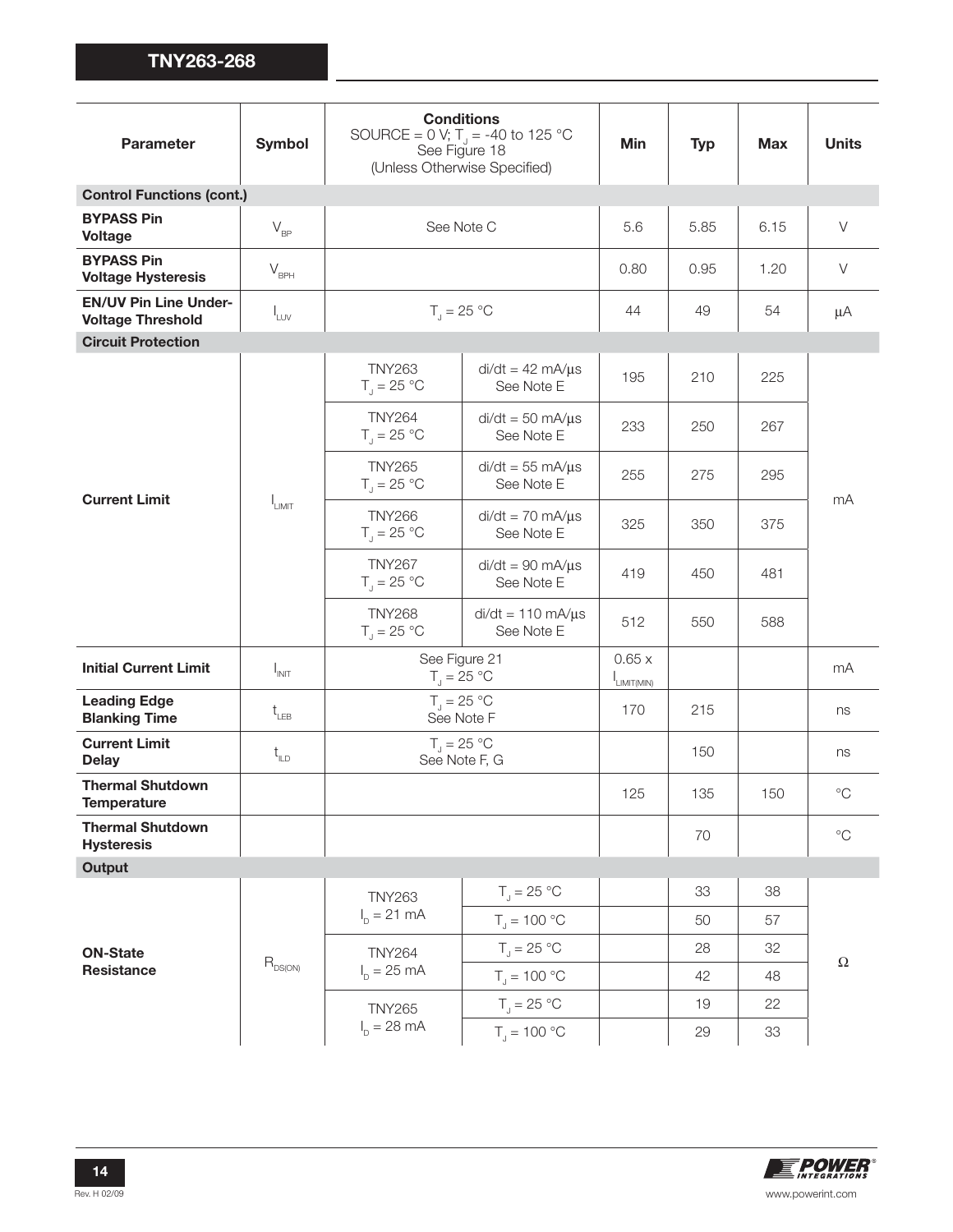| Parameter | Symbol | Conditions SOURCE = 0 V; $T_J$ = -40 to 125 °C See Figure 18 (Unless Otherwise Specified) | | Min | Typ | Max | Units |
|---|---|---|---|---|---|---|---|
| **Control Functions (cont.)** | | | | | | | |
| **BYPASS Pin Voltage** | $V_{BP}$ | See Note C | | 5.6 | 5.85 | 6.15 | V |
| **BYPASS Pin Voltage Hysteresis** | $V_{BPH}$ | | | 0.80 | 0.95 | 1.20 | V |
| **EN/UV Pin Line Under-Voltage Threshold** | $I_{LUV}$ | $T_J$ = 25 °C | | 44 | 49 | 54 | μA |
| **Circuit Protection** | | | | | | | |
| **Current Limit** | $I_{LIMIT}$ | TNY263 $T_J$ = 25 °C | di/dt = 42 mA/μs See Note E | 195 | 210 | 225 | mA |
| | | TNY264 $T_J$ = 25 °C | di/dt = 50 mA/μs See Note E | 233 | 250 | 267 | |
| | | TNY265 $T_J$ = 25 °C | di/dt = 55 mA/μs See Note E | 255 | 275 | 295 | |
| | | TNY266 $T_J$ = 25 °C | di/dt = 70 mA/μs See Note E | 325 | 350 | 375 | |
| | | TNY267 $T_J$ = 25 °C | di/dt = 90 mA/μs See Note E | 419 | 450 | 481 | |
| | | TNY268 $T_J$ = 25 °C | di/dt = 110 mA/μs See Note E | 512 | 550 | 588 | |
| **Initial Current Limit** | $I_{INIT}$ | See Figure 21 $T_J$ = 25 °C | | 0.65 x $I_{LIMIT(MIN)}$ | | | mA |
| **Leading Edge Blanking Time** | $t_{LEB}$ | $T_J$ = 25 °C See Note F | | 170 | 215 | | ns |
| **Current Limit Delay** | $t_{ILD}$ | $T_J$ = 25 °C See Note F, G | | | 150 | | ns |
| **Thermal Shutdown Temperature** | | | | 125 | 135 | 150 | °C |
| **Thermal Shutdown Hysteresis** | | | | | 70 | | °C |
| **Output** | | | | | | | |
| **ON-State Resistance** | $R_{DS(ON)}$ | TNY263 $I_D$ = 21 mA | $T_J$ = 25 °C | | 33 | 38 | Ω |
| | | | $T_J$ = 100 °C | | 50 | 57 | |
| | | TNY264 $I_D$ = 25 mA | $T_J$ = 25 °C | | 28 | 32 | |
| | | | $T_J$ = 100 °C | | 42 | 48 | |
| | | TNY265 $I_D$ = 28 mA | $T_J$ = 25 °C | | 19 | 22 | |
| | | | $T_J$ = 100 °C | | 29 | 33 | |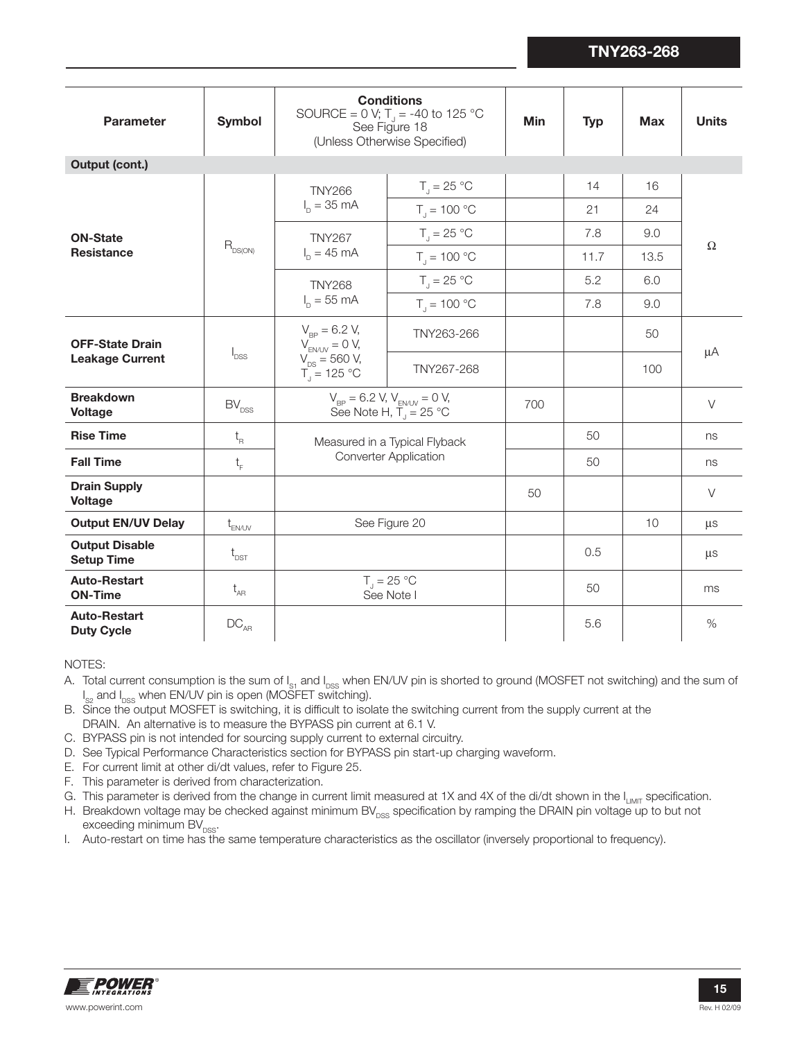| Parameter | Symbol | Conditions SOURCE = 0 V; $T_J$ = -40 to 125 °C See Figure 18 (Unless Otherwise Specified) | | Min | Typ | Max | Units |
|---|---|---|---|---|---|---|---|
| **Output (cont.)** | | | | | | | |
| **ON-State Resistance** | $R_{DS(ON)}$ | TNY266 $I_D$ = 35 mA | $T_J$ = 25 °C | | 14 | 16 | Ω |
| | | | $T_J$ = 100 °C | | 21 | 24 | |
| | | TNY267 $I_D$ = 45 mA | $T_J$ = 25 °C | | 7.8 | 9.0 | |
| | | | $T_J$ = 100 °C | | 11.7 | 13.5 | |
| | | TNY268 $I_D$ = 55 mA | $T_J$ = 25 °C | | 5.2 | 6.0 | |
| | | | $T_J$ = 100 °C | | 7.8 | 9.0 | |
| **OFF-State Drain Leakage Current** | $I_{DSS}$ | $V_{BP}$ = 6.2 V, $V_{EN/UV}$ = 0 V, $V_{DS}$ = 560 V, $T_J$ = 125 °C | TNY263-266 | | | 50 | μA |
| | | | TNY267-268 | | | 100 | |
| **Breakdown Voltage** | $BV_{DSS}$ | $V_{BP}$ = 6.2 V, $V_{EN/UV}$ = 0 V, See Note H, $T_J$ = 25 °C | | 700 | | | V |
| **Rise Time** | $t_R$ | Measured in a Typical Flyback Converter Application | | | 50 | | ns |
| **Fall Time** | $t_F$ | | | | 50 | | ns |
| **Drain Supply Voltage** | | | | 50 | | | V |
| **Output EN/UV Delay** | $t_{EN/UV}$ | See Figure 20 | | | | 10 | μs |
| **Output Disable Setup Time** | $t_{DST}$ | | | | 0.5 | | μs |
| **Auto-Restart ON-Time** | $t_{AR}$ | $T_J$ = 25 °C See Note I | | | 50 | | ms |
| **Auto-Restart Duty Cycle** | $DC_{AR}$ | | | | 5.6 | | % |

NOTES:

A. Total current consumption is the sum of $I_{S1}$ and $I_{DSS}$ when EN/UV pin is shorted to ground (MOSFET not switching) and the sum of $I_{S2}$ and $I_{DSS}$ when EN/UV pin is open (MOSFET switching).

B. Since the output MOSFET is switching, it is difficult to isolate the switching current from the supply current at the DRAIN. An alternative is to measure the BYPASS pin current at 6.1 V.

C. BYPASS pin is not intended for sourcing supply current to external circuitry.

D. See Typical Performance Characteristics section for BYPASS pin start-up charging waveform.

E. For current limit at other di/dt values, refer to Figure 25.

F. This parameter is derived from characterization.

G. This parameter is derived from the change in current limit measured at 1X and 4X of the di/dt shown in the $I_{LIMIT}$ specification.

H. Breakdown voltage may be checked against minimum $BV_{DSS}$ specification by ramping the DRAIN pin voltage up to but not exceeding minimum $BV_{DSS}$.

I. Auto-restart on time has the same temperature characteristics as the oscillator (inversely proportional to frequency).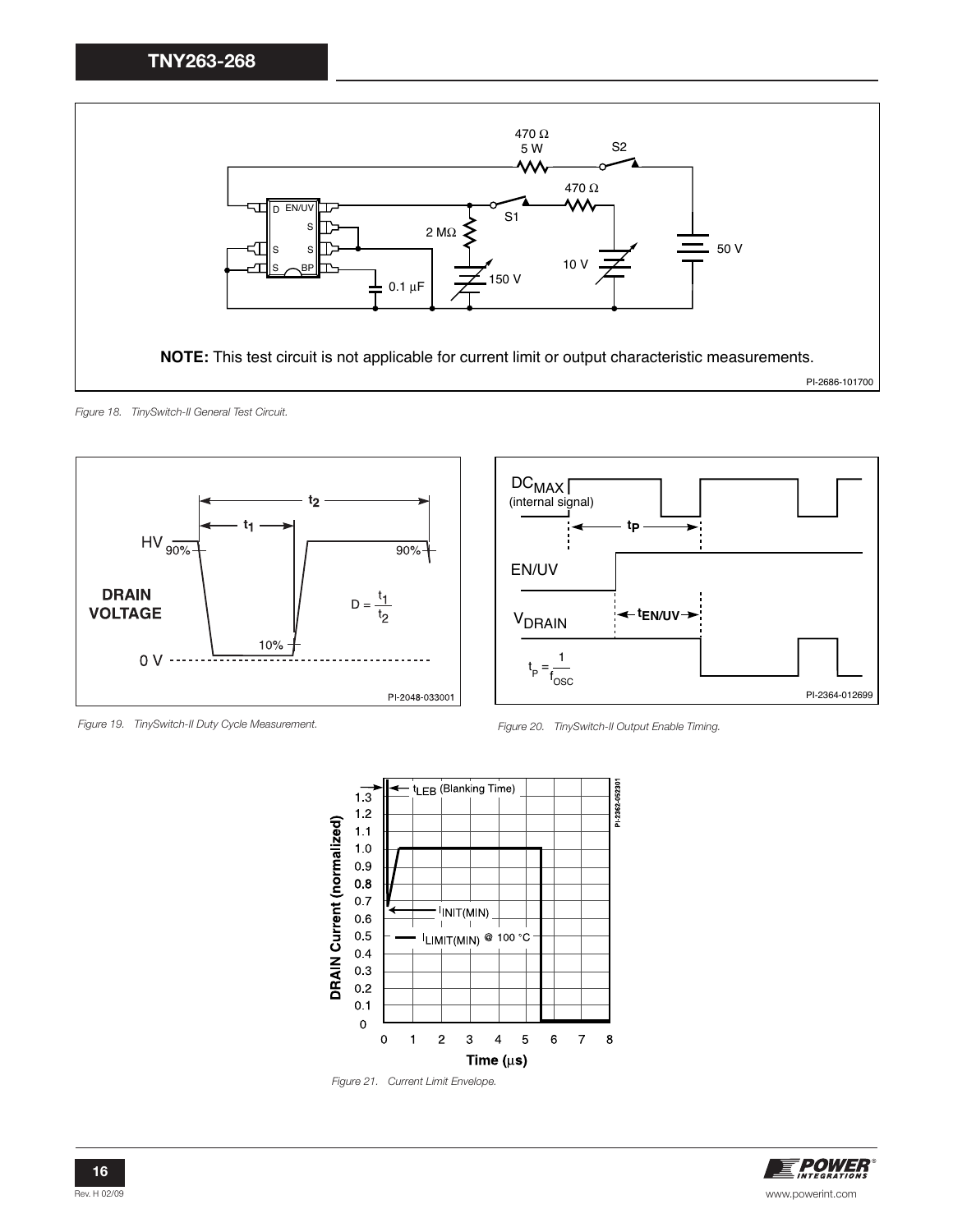NOTE: This test circuit is not applicable for current limit or output characteristic measurements.

*Figure 18. TinySwitch-II General Test Circuit.*

*Figure 19. TinySwitch-II Duty Cycle Measurement.*

*Figure 20. TinySwitch-II Output Enable Timing.*

*Figure 21. Current Limit Envelope.*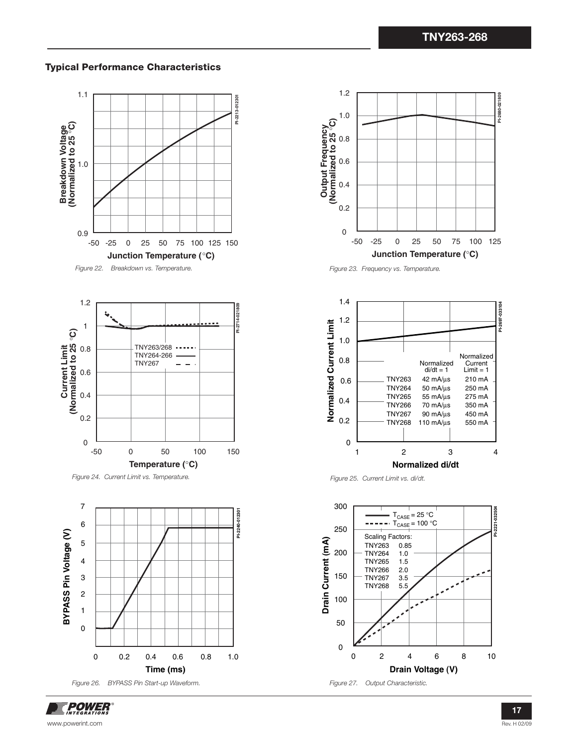### Typical Performance Characteristics

*Figure 22. Breakdown vs. Temperature.*

*Figure 23. Frequency vs. Temperature.*

*Figure 24. Current Limit vs. Temperature.*

| | Normalized di/dt = 1 | Normalized Current Limit = 1 |
|---|---|---|
| TNY263 | 42 mA/μs | 210 mA |
| TNY264 | 50 mA/μs | 250 mA |
| TNY265 | 55 mA/μs | 275 mA |
| TNY266 | 70 mA/μs | 350 mA |
| TNY267 | 90 mA/μs | 450 mA |
| TNY268 | 110 mA/μs | 550 mA |

*Figure 25. Current Limit vs. di/dt.*

*Figure 26. BYPASS Pin Start-up Waveform.*

$T_{CASE}$ = 25 °C
$T_{CASE}$ = 100 °C

| Scaling Factors: | |
|---|---|
| TNY263 | 0.85 |
| TNY264 | 1.0 |
| TNY265 | 1.5 |
| TNY266 | 2.0 |
| TNY267 | 3.5 |
| TNY268 | 5.5 |

*Figure 27. Output Characteristic.*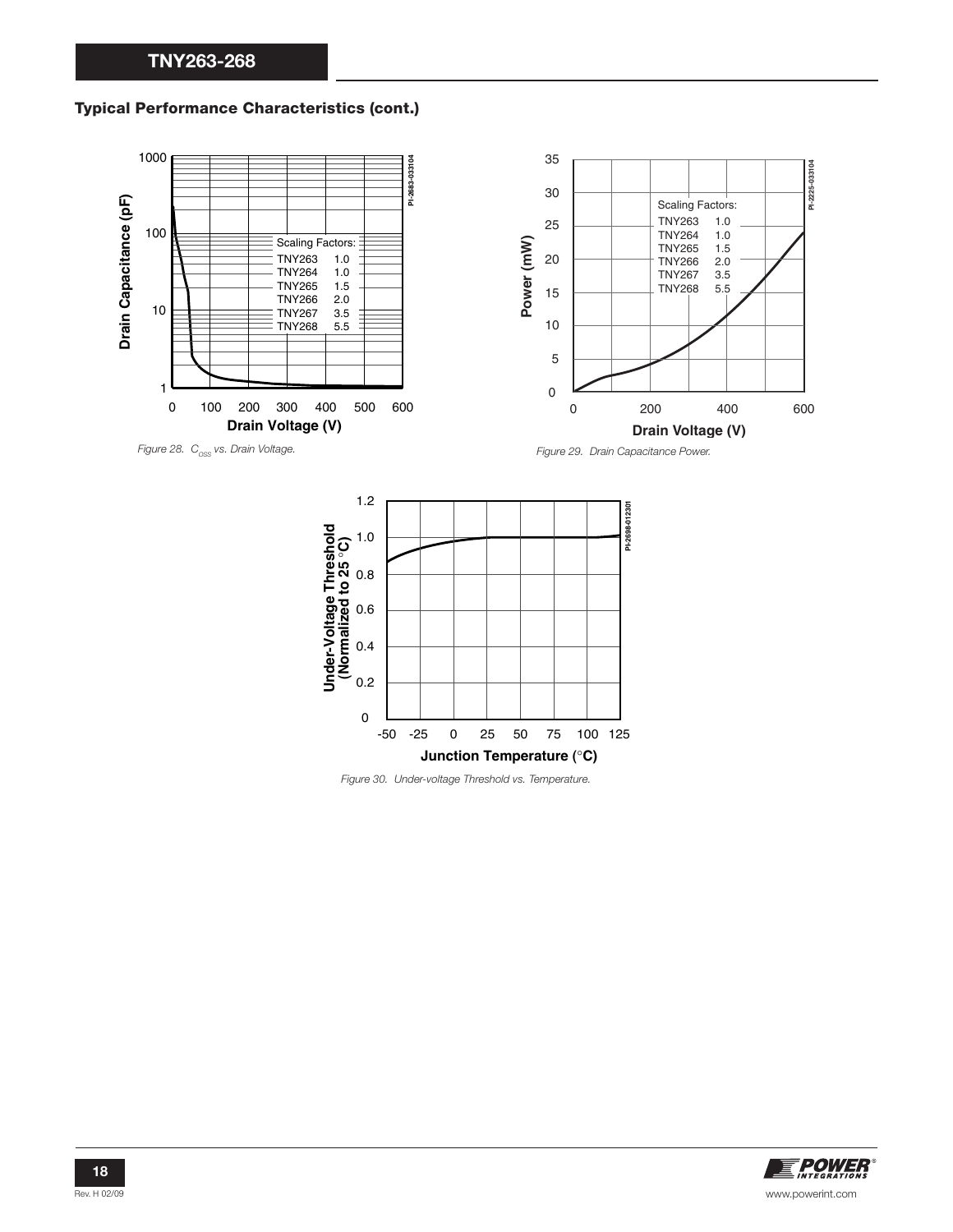## Typical Performance Characteristics (cont.)

Scaling Factors:

| | |
|---|---|
| TNY263 | 1.0 |
| TNY264 | 1.0 |
| TNY265 | 1.5 |
| TNY266 | 2.0 |
| TNY267 | 3.5 |
| TNY268 | 5.5 |

*Figure 28. $C_{OSS}$ vs. Drain Voltage.*

Scaling Factors:

| | |
|---|---|
| TNY263 | 1.0 |
| TNY264 | 1.0 |
| TNY265 | 1.5 |
| TNY266 | 2.0 |
| TNY267 | 3.5 |
| TNY268 | 5.5 |

*Figure 29. Drain Capacitance Power.*

*Figure 30. Under-voltage Threshold vs. Temperature.*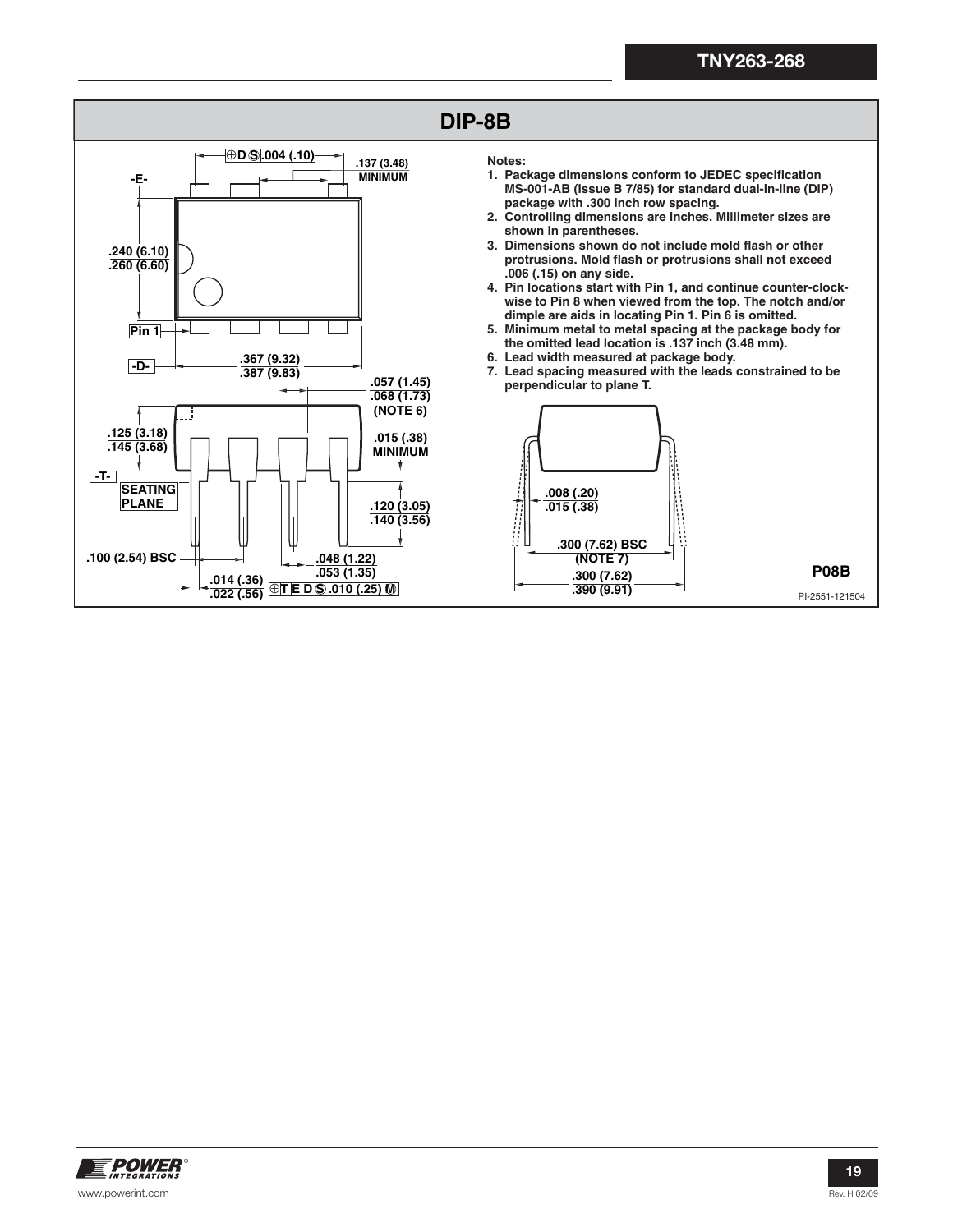## DIP-8B

**Notes:**

1. Package dimensions conform to JEDEC specification MS-001-AB (Issue B 7/85) for standard dual-in-line (DIP) package with .300 inch row spacing.
2. Controlling dimensions are inches. Millimeter sizes are shown in parentheses.
3. Dimensions shown do not include mold flash or other protrusions. Mold flash or protrusions shall not exceed .006 (.15) on any side.
4. Pin locations start with Pin 1, and continue counter-clockwise to Pin 8 when viewed from the top. The notch and/or dimple are aids in locating Pin 1. Pin 6 is omitted.
5. Minimum metal to metal spacing at the package body for the omitted lead location is .137 inch (3.48 mm).
6. Lead width measured at package body.
7. Lead spacing measured with the leads constrained to be perpendicular to plane T.

-E-

.004 (.10)

.137 (3.48) MINIMUM

.240 (6.10)
.260 (6.60)

Pin 1

-D-

.367 (9.32)
.387 (9.83)

.057 (1.45)
.068 (1.73)
(NOTE 6)

.125 (3.18)
.145 (3.68)

.015 (.38) MINIMUM

-T-

SEATING PLANE

.120 (3.05)
.140 (3.56)

.100 (2.54) BSC

.048 (1.22)
.053 (1.35)

.014 (.36)
.022 (.56)

T E D S .010 (.25) M

.008 (.20)
.015 (.38)

.300 (7.62) BSC
(NOTE 7)

.300 (7.62)
.390 (9.91)

**P08B**

PI-2551-121504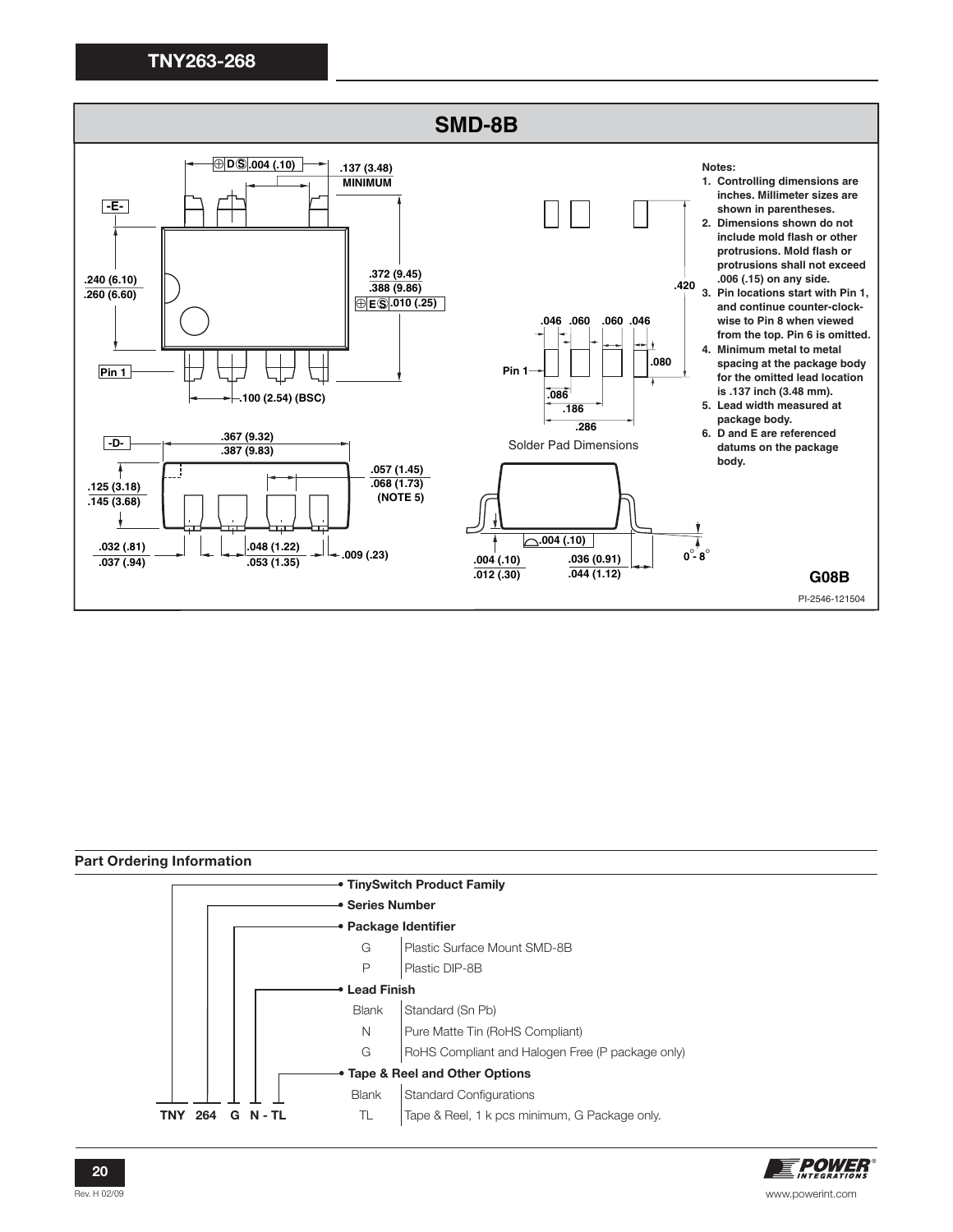## SMD-8B

Notes:

1. Controlling dimensions are inches. Millimeter sizes are shown in parentheses.
2. Dimensions shown do not include mold flash or other protrusions. Mold flash or protrusions shall not exceed .006 (.15) on any side.
3. Pin locations start with Pin 1, and continue counter-clock-wise to Pin 8 when viewed from the top. Pin 6 is omitted.
4. Minimum metal to metal spacing at the package body for the omitted lead location is .137 inch (3.48 mm).
5. Lead width measured at package body.
6. D and E are referenced datums on the package body.

Solder Pad Dimensions

G08B

PI-2546-121504

### Part Ordering Information

**TNY 264 G N - TL**

- **TinySwitch Product Family**
- **Series Number**
- **Package Identifier**

| | |
|---|---|
| G | Plastic Surface Mount SMD-8B |
| P | Plastic DIP-8B |

- **Lead Finish**

| | |
|---|---|
| Blank | Standard (Sn Pb) |
| N | Pure Matte Tin (RoHS Compliant) |
| G | RoHS Compliant and Halogen Free (P package only) |

- **Tape & Reel and Other Options**

| | |
|---|---|
| Blank | Standard Configurations |
| TL | Tape & Reel, 1 k pcs minimum, G Package only. |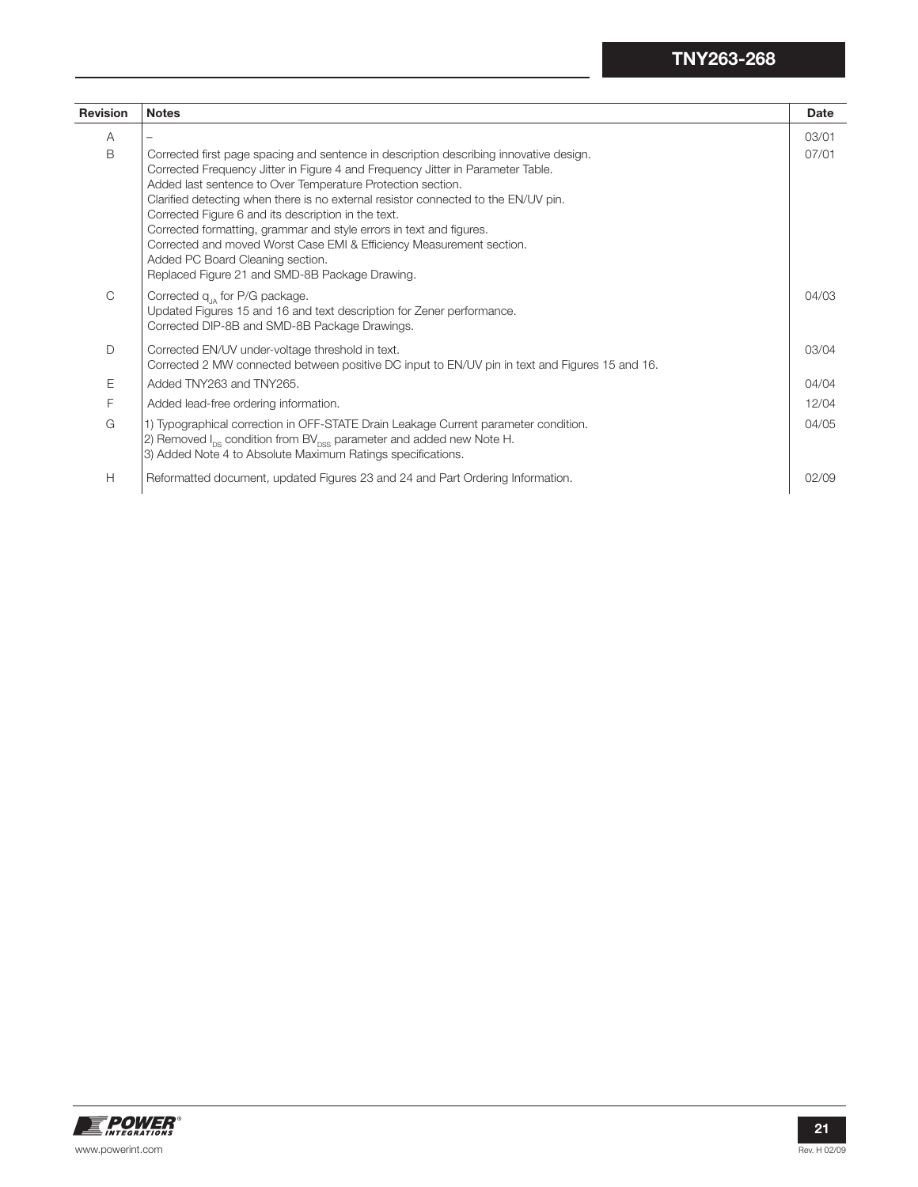| Revision | Notes | Date |
| --- | --- | --- |
| A | – | 03/01 |
| B | Corrected first page spacing and sentence in description describing innovative design.<br>Corrected Frequency Jitter in Figure 4 and Frequency Jitter in Parameter Table.<br>Added last sentence to Over Temperature Protection section.<br>Clarified detecting when there is no external resistor connected to the EN/UV pin.<br>Corrected Figure 6 and its description in the text.<br>Corrected formatting, grammar and style errors in text and figures.<br>Corrected and moved Worst Case EMI & Efficiency Measurement section.<br>Added PC Board Cleaning section.<br>Replaced Figure 21 and SMD-8B Package Drawing. | 07/01 |
| C | Corrected $q_{JA}$ for P/G package.<br>Updated Figures 15 and 16 and text description for Zener performance.<br>Corrected DIP-8B and SMD-8B Package Drawings. | 04/03 |
| D | Corrected EN/UV under-voltage threshold in text.<br>Corrected 2 MW connected between positive DC input to EN/UV pin in text and Figures 15 and 16. | 03/04 |
| E | Added TNY263 and TNY265. | 04/04 |
| F | Added lead-free ordering information. | 12/04 |
| G | 1) Typographical correction in OFF-STATE Drain Leakage Current parameter condition.<br>2) Removed $I_{DS}$ condition from $BV_{DSS}$ parameter and added new Note H.<br>3) Added Note 4 to Absolute Maximum Ratings specifications. | 04/05 |
| H | Reformatted document, updated Figures 23 and 24 and Part Ordering Information. | 02/09 |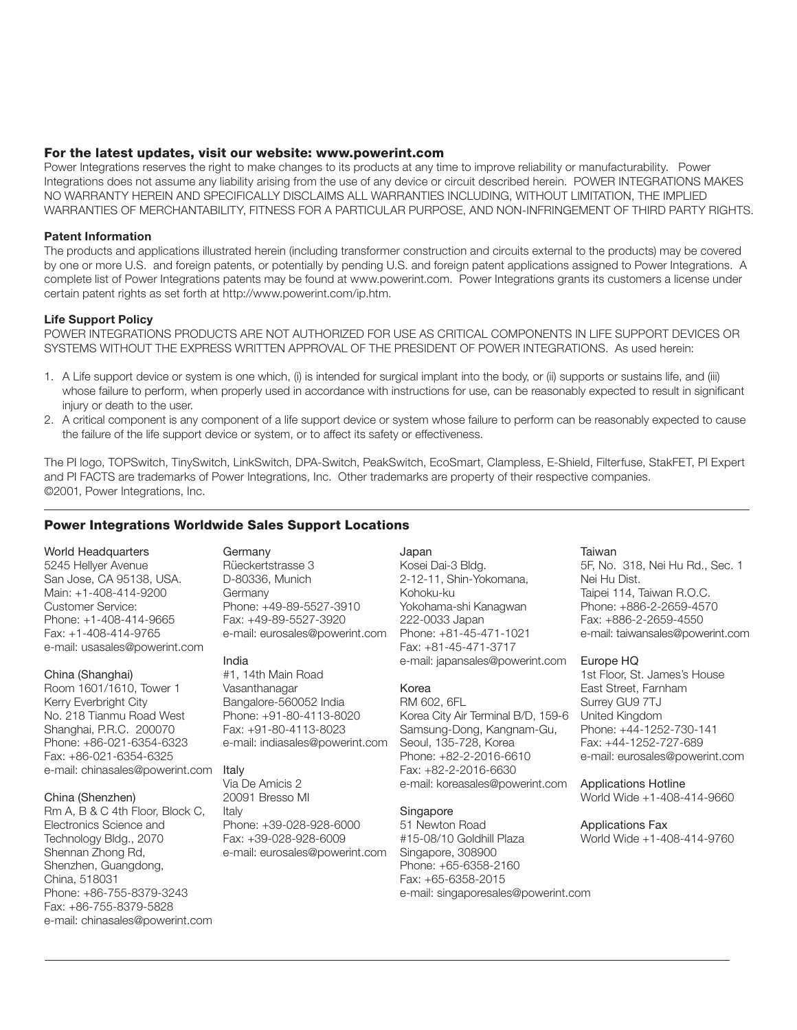## For the latest updates, visit our website: www.powerint.com

Power Integrations reserves the right to make changes to its products at any time to improve reliability or manufacturability. Power Integrations does not assume any liability arising from the use of any device or circuit described herein. POWER INTEGRATIONS MAKES NO WARRANTY HEREIN AND SPECIFICALLY DISCLAIMS ALL WARRANTIES INCLUDING, WITHOUT LIMITATION, THE IMPLIED WARRANTIES OF MERCHANTABILITY, FITNESS FOR A PARTICULAR PURPOSE, AND NON-INFRINGEMENT OF THIRD PARTY RIGHTS.

### Patent Information

The products and applications illustrated herein (including transformer construction and circuits external to the products) may be covered by one or more U.S. and foreign patents, or potentially by pending U.S. and foreign patent applications assigned to Power Integrations. A complete list of Power Integrations patents may be found at www.powerint.com. Power Integrations grants its customers a license under certain patent rights as set forth at http://www.powerint.com/ip.htm.

### Life Support Policy

POWER INTEGRATIONS PRODUCTS ARE NOT AUTHORIZED FOR USE AS CRITICAL COMPONENTS IN LIFE SUPPORT DEVICES OR SYSTEMS WITHOUT THE EXPRESS WRITTEN APPROVAL OF THE PRESIDENT OF POWER INTEGRATIONS. As used herein:

1. A Life support device or system is one which, (i) is intended for surgical implant into the body, or (ii) supports or sustains life, and (iii) whose failure to perform, when properly used in accordance with instructions for use, can be reasonably expected to result in significant injury or death to the user.
2. A critical component is any component of a life support device or system whose failure to perform can be reasonably expected to cause the failure of the life support device or system, or to affect its safety or effectiveness.

The PI logo, TOPSwitch, TinySwitch, LinkSwitch, DPA-Switch, PeakSwitch, EcoSmart, Clampless, E-Shield, Filterfuse, StakFET, PI Expert and PI FACTS are trademarks of Power Integrations, Inc. Other trademarks are property of their respective companies.
©2001, Power Integrations, Inc.

---

## Power Integrations Worldwide Sales Support Locations

**World Headquarters**
5245 Hellyer Avenue
San Jose, CA 95138, USA.
Main: +1-408-414-9200
Customer Service:
Phone: +1-408-414-9665
Fax: +1-408-414-9765
e-mail: usasales@powerint.com

**China (Shanghai)**
Room 1601/1610, Tower 1
Kerry Everbright City
No. 218 Tianmu Road West
Shanghai, P.R.C. 200070
Phone: +86-021-6354-6323
Fax: +86-021-6354-6325
e-mail: chinasales@powerint.com

**China (Shenzhen)**
Rm A, B & C 4th Floor, Block C,
Electronics Science and
Technology Bldg., 2070
Shennan Zhong Rd,
Shenzhen, Guangdong,
China, 518031
Phone: +86-755-8379-3243
Fax: +86-755-8379-5828
e-mail: chinasales@powerint.com

**Germany**
Rüeckertstrasse 3
D-80336, Munich
Germany
Phone: +49-89-5527-3910
Fax: +49-89-5527-3920
e-mail: eurosales@powerint.com

**India**
#1, 14th Main Road
Vasanthanagar
Bangalore-560052 India
Phone: +91-80-4113-8020
Fax: +91-80-4113-8023
e-mail: indiasales@powerint.com

**Italy**
Via De Amicis 2
20091 Bresso MI
Italy
Phone: +39-028-928-6000
Fax: +39-028-928-6009
e-mail: eurosales@powerint.com

**Japan**
Kosei Dai-3 Bldg.
2-12-11, Shin-Yokomana,
Kohoku-ku
Yokohama-shi Kanagwan
222-0033 Japan
Phone: +81-45-471-1021
Fax: +81-45-471-3717
e-mail: japansales@powerint.com

**Korea**
RM 602, 6FL
Korea City Air Terminal B/D, 159-6
Samsung-Dong, Kangnam-Gu,
Seoul, 135-728, Korea
Phone: +82-2-2016-6610
Fax: +82-2-2016-6630
e-mail: koreasales@powerint.com

**Singapore**
51 Newton Road
#15-08/10 Goldhill Plaza
Singapore, 308900
Phone: +65-6358-2160
Fax: +65-6358-2015
e-mail: singaporesales@powerint.com

**Taiwan**
5F, No. 318, Nei Hu Rd., Sec. 1
Nei Hu Dist.
Taipei 114, Taiwan R.O.C.
Phone: +886-2-2659-4570
Fax: +886-2-2659-4550
e-mail: taiwansales@powerint.com

**Europe HQ**
1st Floor, St. James's House
East Street, Farnham
Surrey GU9 7TJ
United Kingdom
Phone: +44-1252-730-141
Fax: +44-1252-727-689
e-mail: eurosales@powerint.com

**Applications Hotline**
World Wide +1-408-414-9660

**Applications Fax**
World Wide +1-408-414-9760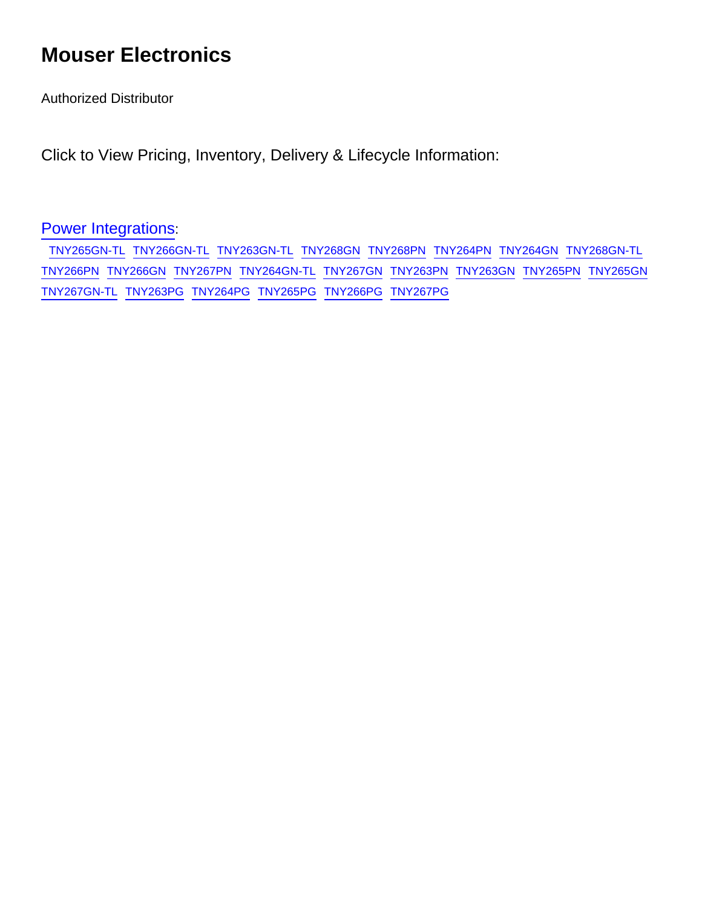# Mouser Electronics

Authorized Distributor

Click to View Pricing, Inventory, Delivery & Lifecycle Information:

Power Integrations:

TNY265GN-TL TNY266GN-TL TNY263GN-TL TNY268GN TNY268PN TNY264PN TNY264GN TNY268GN-TL TNY266PN TNY266GN TNY267PN TNY264GN-TL TNY267GN TNY263PN TNY263GN TNY265PN TNY265GN TNY267GN-TL TNY263PG TNY264PG TNY265PG TNY266PG TNY267PG